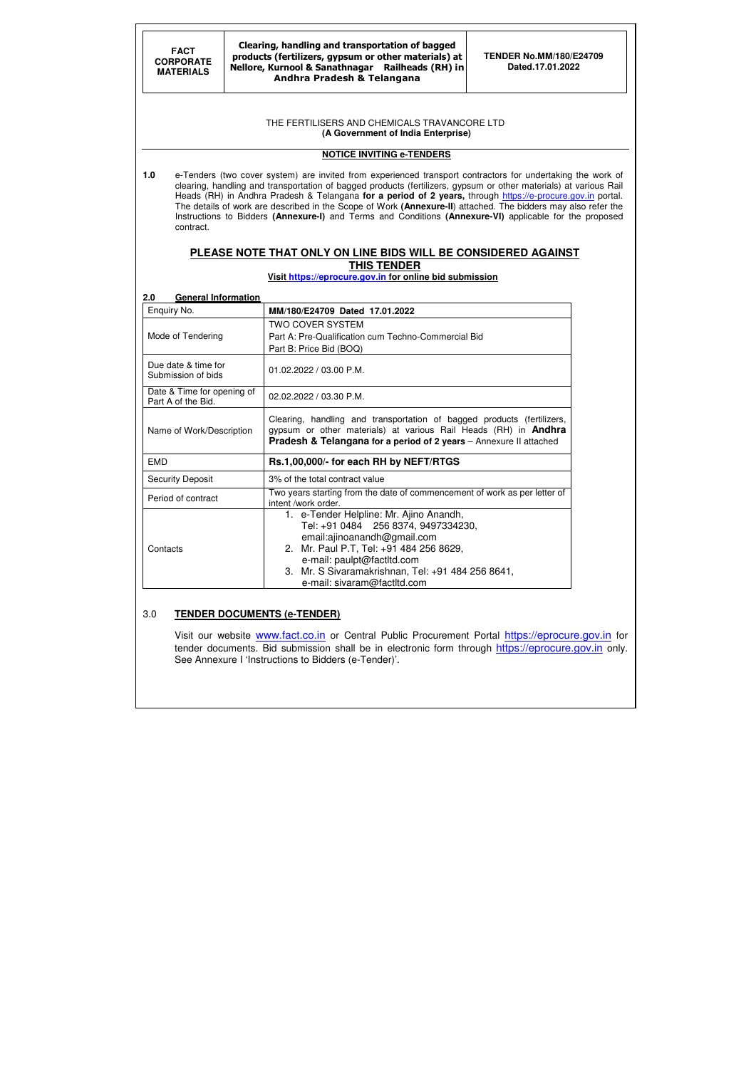| FACT CORPORATE MATERIALS | Clearing, handling and transportation of bagged products (fertilizers, gypsum or other materials) at Nellore, Kurnool & Sanathnagar Railheads (RH) in Andhra Pradesh & Telangana | TENDER No.MM/180/E24709 Dated.17.01.2022 |
|---|---|---|

THE FERTILISERS AND CHEMICALS TRAVANCORE LTD
**(A Government of India Enterprise)**

**NOTICE INVITING e-TENDERS**

**1.0** e-Tenders (two cover system) are invited from experienced transport contractors for undertaking the work of clearing, handling and transportation of bagged products (fertilizers, gypsum or other materials) at various Rail Heads (RH) in Andhra Pradesh & Telangana **for a period of 2 years,** through https://e-procure.gov.in portal. The details of work are described in the Scope of Work **(Annexure-II)** attached. The bidders may also refer the Instructions to Bidders **(Annexure-I)** and Terms and Conditions **(Annexure-VI)** applicable for the proposed contract.

## PLEASE NOTE THAT ONLY ON LINE BIDS WILL BE CONSIDERED AGAINST THIS TENDER

**Visit https://eprocure.gov.in for online bid submission**

**2.0 General Information**

| Enquiry No. | **MM/180/E24709 Dated 17.01.2022** |
|---|---|
| Mode of Tendering | TWO COVER SYSTEM<br>Part A: Pre-Qualification cum Techno-Commercial Bid<br>Part B: Price Bid (BOQ) |
| Due date & time for Submission of bids | 01.02.2022 / 03.00 P.M. |
| Date & Time for opening of Part A of the Bid. | 02.02.2022 / 03.30 P.M. |
| Name of Work/Description | Clearing, handling and transportation of bagged products (fertilizers, gypsum or other materials) at various Rail Heads (RH) in **Andhra Pradesh & Telangana for a period of 2 years** – Annexure II attached |
| EMD | **Rs.1,00,000/- for each RH by NEFT/RTGS** |
| Security Deposit | 3% of the total contract value |
| Period of contract | Two years starting from the date of commencement of work as per letter of intent /work order. |
| Contacts | 1. e-Tender Helpline: Mr. Ajino Anandh, Tel: +91 0484 256 8374, 9497334230, email:ajinoanandh@gmail.com<br>2. Mr. Paul P.T, Tel: +91 484 256 8629, e-mail: paulpt@factltd.com<br>3. Mr. S Sivaramakrishnan, Tel: +91 484 256 8641, e-mail: sivaram@factltd.com |

3.0 **TENDER DOCUMENTS (e-TENDER)**

Visit our website www.fact.co.in or Central Public Procurement Portal https://eprocure.gov.in for tender documents. Bid submission shall be in electronic form through https://eprocure.gov.in only. See Annexure I 'Instructions to Bidders (e-Tender)'.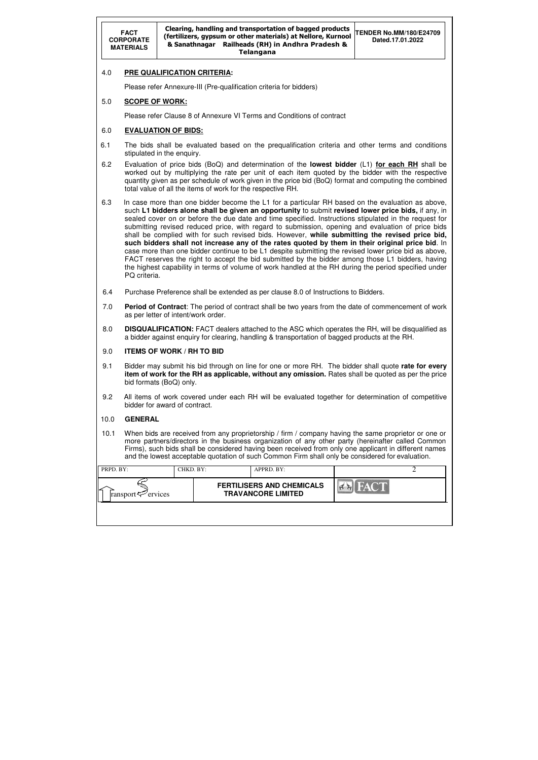## 4.0 PRE QUALIFICATION CRITERIA:

Please refer Annexure-III (Pre-qualification criteria for bidders)

## 5.0 SCOPE OF WORK:

Please refer Clause 8 of Annexure VI Terms and Conditions of contract

## 6.0 EVALUATION OF BIDS:

6.1 The bids shall be evaluated based on the prequalification criteria and other terms and conditions stipulated in the enquiry.

6.2 Evaluation of price bids (BoQ) and determination of the **lowest bidder** (L1) **for each RH** shall be worked out by multiplying the rate per unit of each item quoted by the bidder with the respective quantity given as per schedule of work given in the price bid (BoQ) format and computing the combined total value of all the items of work for the respective RH.

6.3 In case more than one bidder become the L1 for a particular RH based on the evaluation as above, such **L1 bidders alone shall be given an opportunity** to submit **revised lower price bids,** if any, in sealed cover on or before the due date and time specified. Instructions stipulated in the request for submitting revised reduced price, with regard to submission, opening and evaluation of price bids shall be complied with for such revised bids. However, **while submitting the revised price bid, such bidders shall not increase any of the rates quoted by them in their original price bid**. In case more than one bidder continue to be L1 despite submitting the revised lower price bid as above, FACT reserves the right to accept the bid submitted by the bidder among those L1 bidders, having the highest capability in terms of volume of work handled at the RH during the period specified under PQ criteria.

6.4 Purchase Preference shall be extended as per clause 8.0 of Instructions to Bidders.

7.0 **Period of Contract**: The period of contract shall be two years from the date of commencement of work as per letter of intent/work order.

8.0 **DISQUALIFICATION:** FACT dealers attached to the ASC which operates the RH, will be disqualified as a bidder against enquiry for clearing, handling & transportation of bagged products at the RH.

## 9.0 ITEMS OF WORK / RH TO BID

9.1 Bidder may submit his bid through on line for one or more RH. The bidder shall quote **rate for every item of work for the RH as applicable, without any omission.** Rates shall be quoted as per the price bid formats (BoQ) only.

9.2 All items of work covered under each RH will be evaluated together for determination of competitive bidder for award of contract.

## 10.0 GENERAL

10.1 When bids are received from any proprietorship / firm / company having the same proprietor or one or more partners/directors in the business organization of any other party (hereinafter called Common Firms), such bids shall be considered having been received from only one applicant in different names and the lowest acceptable quotation of such Common Firm shall only be considered for evaluation.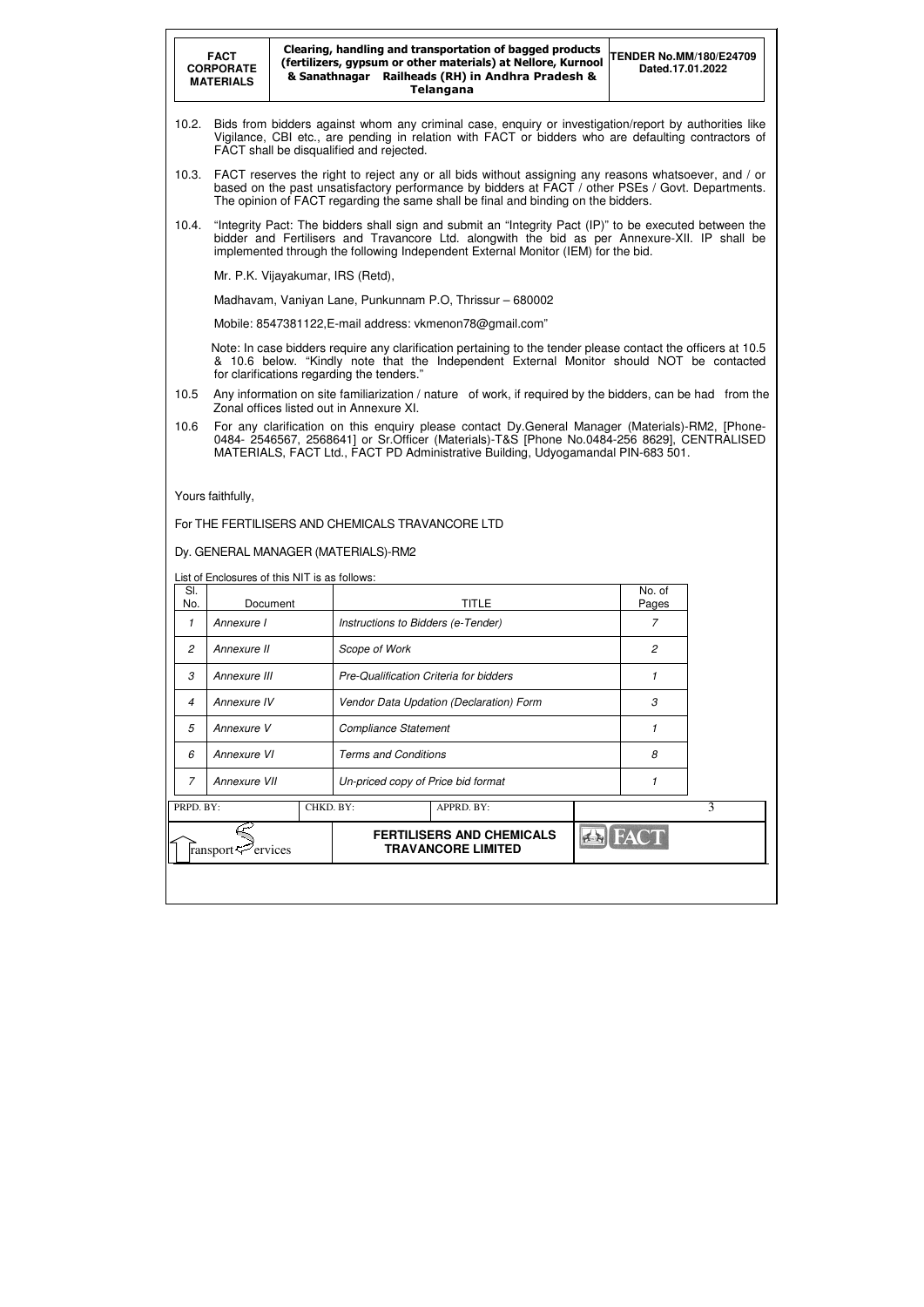10.2. Bids from bidders against whom any criminal case, enquiry or investigation/report by authorities like Vigilance, CBI etc., are pending in relation with FACT or bidders who are defaulting contractors of FACT shall be disqualified and rejected.

10.3. FACT reserves the right to reject any or all bids without assigning any reasons whatsoever, and / or based on the past unsatisfactory performance by bidders at FACT / other PSEs / Govt. Departments. The opinion of FACT regarding the same shall be final and binding on the bidders.

10.4. "Integrity Pact: The bidders shall sign and submit an "Integrity Pact (IP)" to be executed between the bidder and Fertilisers and Travancore Ltd. alongwith the bid as per Annexure-XII. IP shall be implemented through the following Independent External Monitor (IEM) for the bid.

Mr. P.K. Vijayakumar, IRS (Retd),

Madhavam, Vaniyan Lane, Punkunnam P.O, Thrissur – 680002

Mobile: 8547381122,E-mail address: vkmenon78@gmail.com"

Note: In case bidders require any clarification pertaining to the tender please contact the officers at 10.5 & 10.6 below. "Kindly note that the Independent External Monitor should NOT be contacted for clarifications regarding the tenders."

10.5 Any information on site familiarization / nature of work, if required by the bidders, can be had from the Zonal offices listed out in Annexure XI.

10.6 For any clarification on this enquiry please contact Dy.General Manager (Materials)-RM2, [Phone-0484- 2546567, 2568641] or Sr.Officer (Materials)-T&S [Phone No.0484-256 8629], CENTRALISED MATERIALS, FACT Ltd., FACT PD Administrative Building, Udyogamandal PIN-683 501.

Yours faithfully,

For THE FERTILISERS AND CHEMICALS TRAVANCORE LTD

Dy. GENERAL MANAGER (MATERIALS)-RM2

List of Enclosures of this NIT is as follows:

| Sl. No. | Document | TITLE | No. of Pages |
|---|---|---|---|
| 1 | Annexure I | Instructions to Bidders (e-Tender) | 7 |
| 2 | Annexure II | Scope of Work | 2 |
| 3 | Annexure III | Pre-Qualification Criteria for bidders | 1 |
| 4 | Annexure IV | Vendor Data Updation (Declaration) Form | 3 |
| 5 | Annexure V | Compliance Statement | 1 |
| 6 | Annexure VI | Terms and Conditions | 8 |
| 7 | Annexure VII | Un-priced copy of Price bid format | 1 |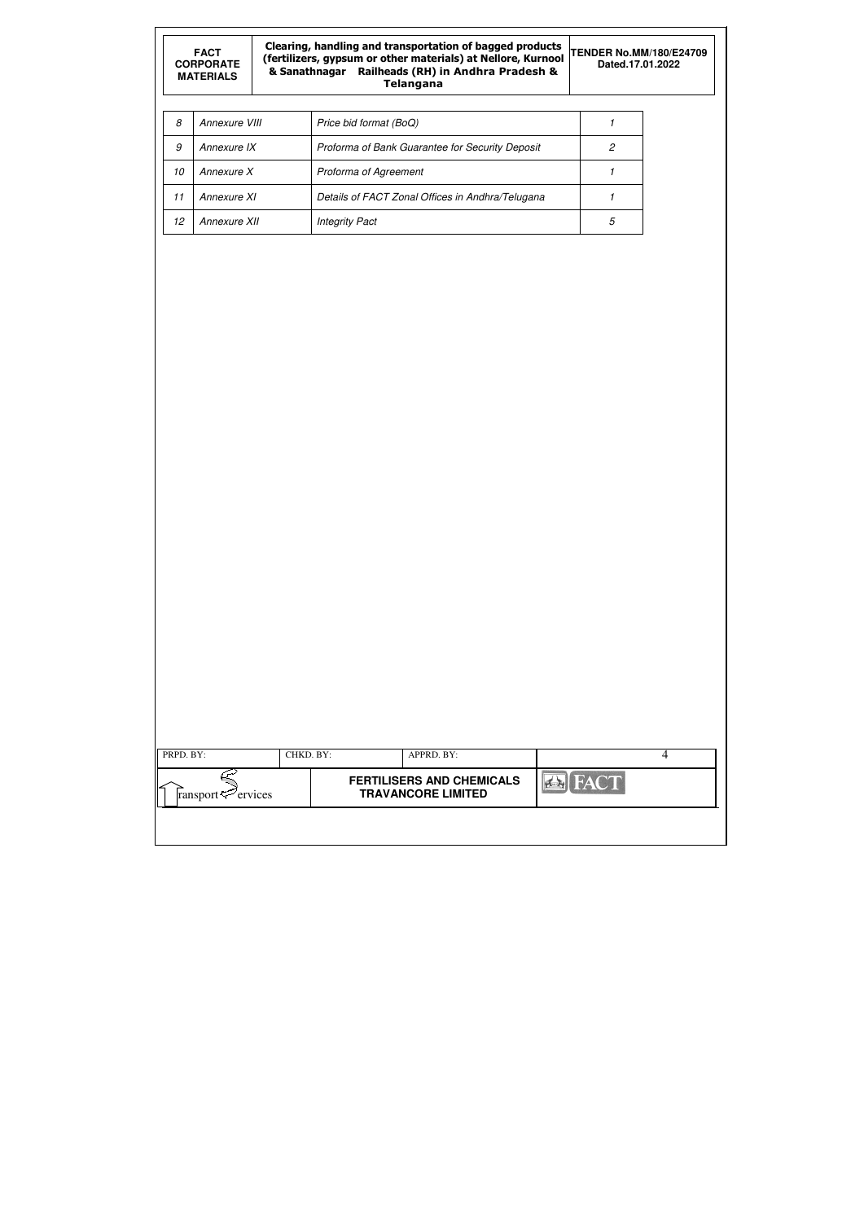| 8 | Annexure VIII | Price bid format (BoQ) | 1 |
|---|---|---|---|
| 9 | Annexure IX | Proforma of Bank Guarantee for Security Deposit | 2 |
| 10 | Annexure X | Proforma of Agreement | 1 |
| 11 | Annexure XI | Details of FACT Zonal Offices in Andhra/Telugana | 1 |
| 12 | Annexure XII | Integrity Pact | 5 |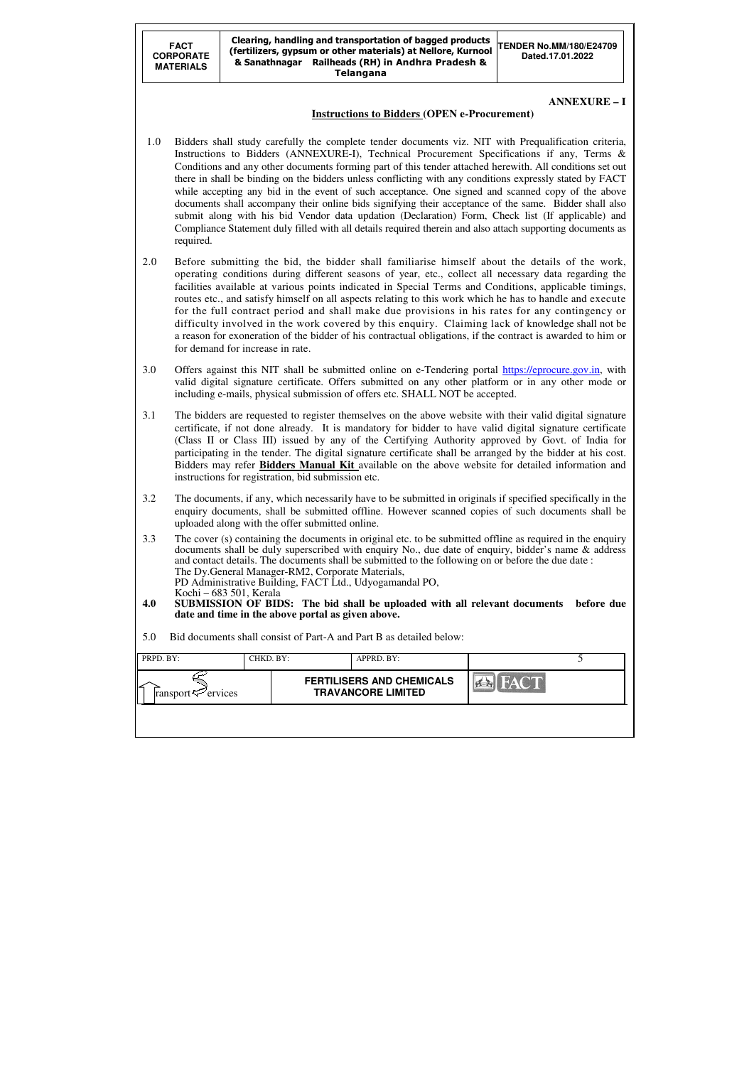## ANNEXURE – I

### Instructions to Bidders (OPEN e-Procurement)

1.0 Bidders shall study carefully the complete tender documents viz. NIT with Prequalification criteria, Instructions to Bidders (ANNEXURE-I), Technical Procurement Specifications if any, Terms & Conditions and any other documents forming part of this tender attached herewith. All conditions set out there in shall be binding on the bidders unless conflicting with any conditions expressly stated by FACT while accepting any bid in the event of such acceptance. One signed and scanned copy of the above documents shall accompany their online bids signifying their acceptance of the same. Bidder shall also submit along with his bid Vendor data updation (Declaration) Form, Check list (If applicable) and Compliance Statement duly filled with all details required therein and also attach supporting documents as required.

2.0 Before submitting the bid, the bidder shall familiarise himself about the details of the work, operating conditions during different seasons of year, etc., collect all necessary data regarding the facilities available at various points indicated in Special Terms and Conditions, applicable timings, routes etc., and satisfy himself on all aspects relating to this work which he has to handle and execute for the full contract period and shall make due provisions in his rates for any contingency or difficulty involved in the work covered by this enquiry. Claiming lack of knowledge shall not be a reason for exoneration of the bidder of his contractual obligations, if the contract is awarded to him or for demand for increase in rate.

3.0 Offers against this NIT shall be submitted online on e-Tendering portal https://eprocure.gov.in, with valid digital signature certificate. Offers submitted on any other platform or in any other mode or including e-mails, physical submission of offers etc. SHALL NOT be accepted.

3.1 The bidders are requested to register themselves on the above website with their valid digital signature certificate, if not done already. It is mandatory for bidder to have valid digital signature certificate (Class II or Class III) issued by any of the Certifying Authority approved by Govt. of India for participating in the tender. The digital signature certificate shall be arranged by the bidder at his cost. Bidders may refer **Bidders Manual Kit** available on the above website for detailed information and instructions for registration, bid submission etc.

3.2 The documents, if any, which necessarily have to be submitted in originals if specified specifically in the enquiry documents, shall be submitted offline. However scanned copies of such documents shall be uploaded along with the offer submitted online.

3.3 The cover (s) containing the documents in original etc. to be submitted offline as required in the enquiry documents shall be duly superscribed with enquiry No., due date of enquiry, bidder's name & address and contact details. The documents shall be submitted to the following on or before the due date :
The Dy.General Manager-RM2, Corporate Materials,
PD Administrative Building, FACT Ltd., Udyogamandal PO,
Kochi – 683 501, Kerala

**4.0 SUBMISSION OF BIDS: The bid shall be uploaded with all relevant documents before due date and time in the above portal as given above.**

5.0 Bid documents shall consist of Part-A and Part B as detailed below: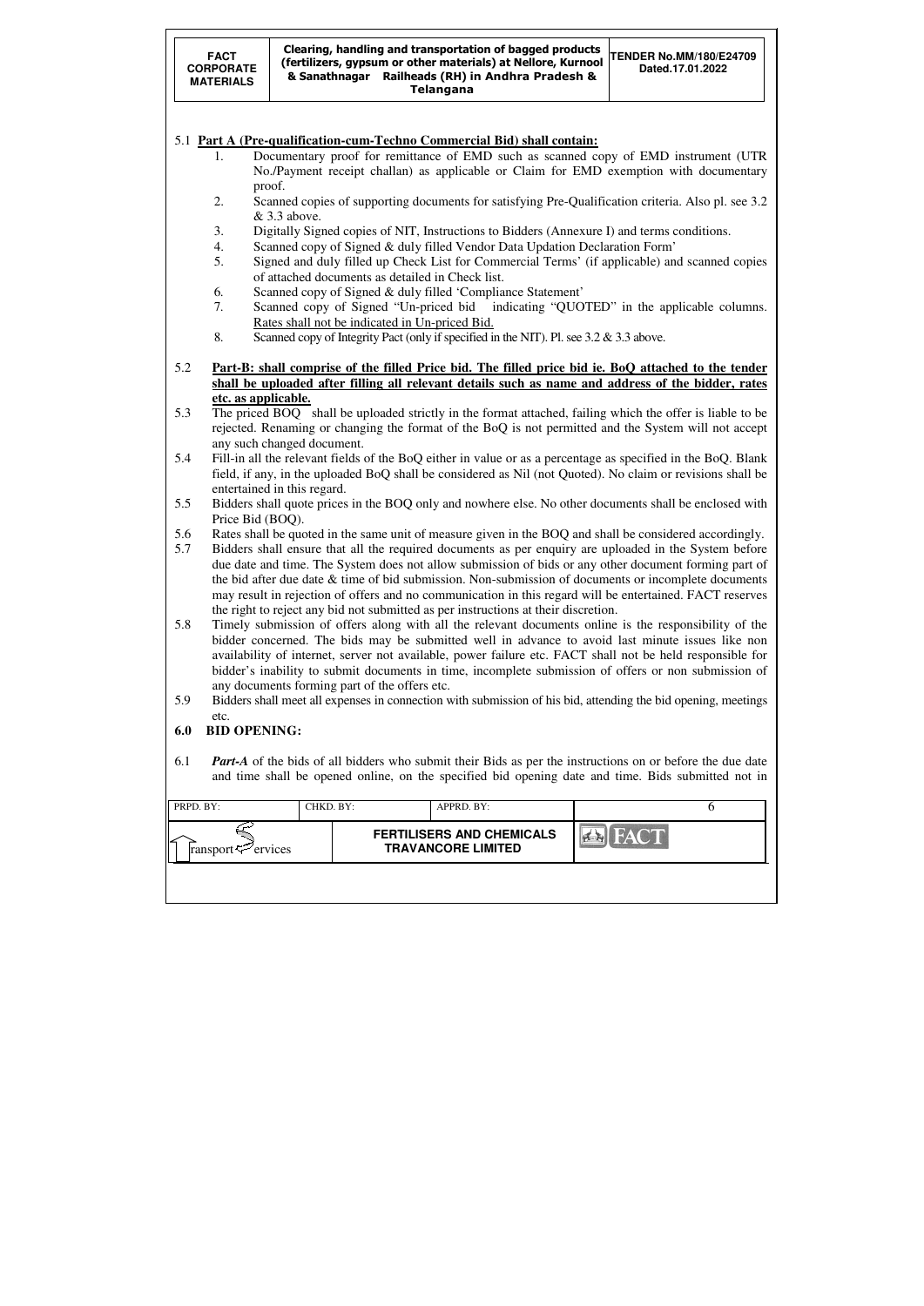5.1 **Part A (Pre-qualification-cum-Techno Commercial Bid) shall contain:**

1. Documentary proof for remittance of EMD such as scanned copy of EMD instrument (UTR No./Payment receipt challan) as applicable or Claim for EMD exemption with documentary proof.
2. Scanned copies of supporting documents for satisfying Pre-Qualification criteria. Also pl. see 3.2 & 3.3 above.
3. Digitally Signed copies of NIT, Instructions to Bidders (Annexure I) and terms conditions.
4. Scanned copy of Signed & duly filled Vendor Data Updation Declaration Form'
5. Signed and duly filled up Check List for Commercial Terms' (if applicable) and scanned copies of attached documents as detailed in Check list.
6. Scanned copy of Signed & duly filled 'Compliance Statement'
7. Scanned copy of Signed "Un-priced bid indicating "QUOTED" in the applicable columns. <u>Rates shall not be indicated in Un-priced Bid.</u>
8. Scanned copy of Integrity Pact (only if specified in the NIT). Pl. see 3.2 & 3.3 above.

5.2 **<u>Part-B: shall comprise of the filled Price bid. The filled price bid ie. BoQ attached to the tender shall be uploaded after filling all relevant details such as name and address of the bidder, rates etc. as applicable.</u>**

5.3 The priced BOQ shall be uploaded strictly in the format attached, failing which the offer is liable to be rejected. Renaming or changing the format of the BoQ is not permitted and the System will not accept any such changed document.

5.4 Fill-in all the relevant fields of the BoQ either in value or as a percentage as specified in the BoQ. Blank field, if any, in the uploaded BoQ shall be considered as Nil (not Quoted). No claim or revisions shall be entertained in this regard.

5.5 Bidders shall quote prices in the BOQ only and nowhere else. No other documents shall be enclosed with Price Bid (BOQ).

5.6 Rates shall be quoted in the same unit of measure given in the BOQ and shall be considered accordingly.

5.7 Bidders shall ensure that all the required documents as per enquiry are uploaded in the System before due date and time. The System does not allow submission of bids or any other document forming part of the bid after due date & time of bid submission. Non-submission of documents or incomplete documents may result in rejection of offers and no communication in this regard will be entertained. FACT reserves the right to reject any bid not submitted as per instructions at their discretion.

5.8 Timely submission of offers along with all the relevant documents online is the responsibility of the bidder concerned. The bids may be submitted well in advance to avoid last minute issues like non availability of internet, server not available, power failure etc. FACT shall not be held responsible for bidder's inability to submit documents in time, incomplete submission of offers or non submission of any documents forming part of the offers etc.

5.9 Bidders shall meet all expenses in connection with submission of his bid, attending the bid opening, meetings etc.

## 6.0 BID OPENING:

6.1 ***Part-A*** of the bids of all bidders who submit their Bids as per the instructions on or before the due date and time shall be opened online, on the specified bid opening date and time. Bids submitted not in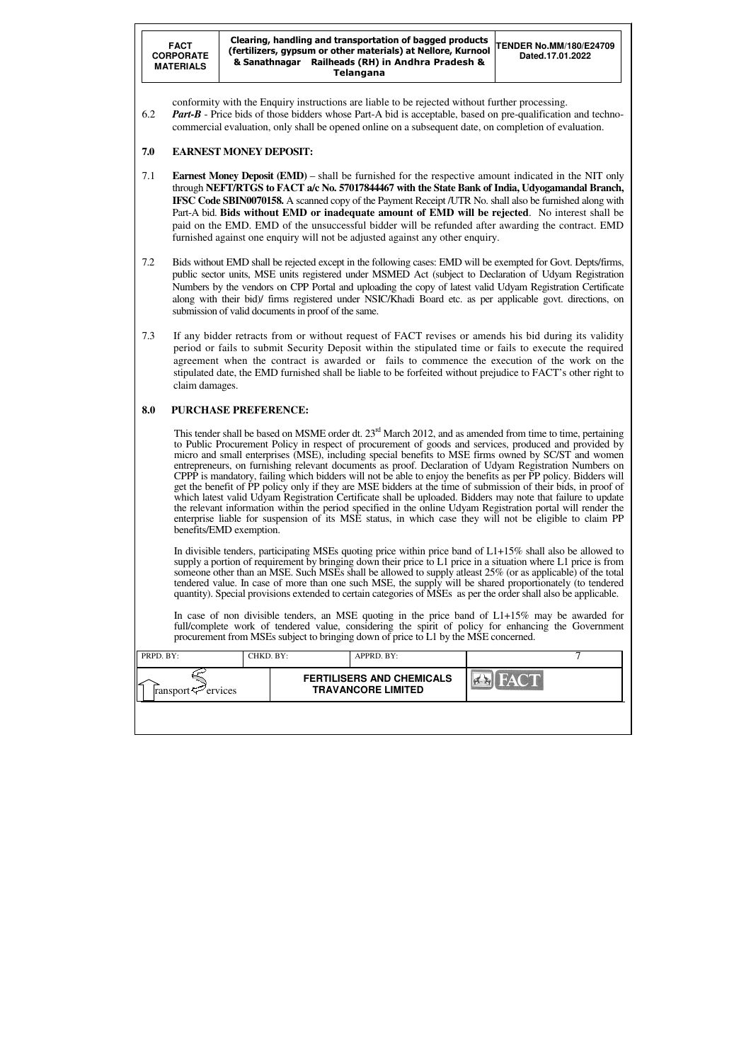conformity with the Enquiry instructions are liable to be rejected without further processing.

6.2 ***Part-B*** - Price bids of those bidders whose Part-A bid is acceptable, based on pre-qualification and techno-commercial evaluation, only shall be opened online on a subsequent date, on completion of evaluation.

## 7.0 EARNEST MONEY DEPOSIT:

7.1 **Earnest Money Deposit (EMD)** – shall be furnished for the respective amount indicated in the NIT only through **NEFT/RTGS to FACT a/c No. 57017844467 with the State Bank of India, Udyogamandal Branch, IFSC Code SBIN0070158.** A scanned copy of the Payment Receipt /UTR No. shall also be furnished along with Part-A bid. **Bids without EMD or inadequate amount of EMD will be rejected**. No interest shall be paid on the EMD. EMD of the unsuccessful bidder will be refunded after awarding the contract. EMD furnished against one enquiry will not be adjusted against any other enquiry.

7.2 Bids without EMD shall be rejected except in the following cases: EMD will be exempted for Govt. Depts/firms, public sector units, MSE units registered under MSMED Act (subject to Declaration of Udyam Registration Numbers by the vendors on CPP Portal and uploading the copy of latest valid Udyam Registration Certificate along with their bid)/ firms registered under NSIC/Khadi Board etc. as per applicable govt. directions, on submission of valid documents in proof of the same.

7.3 If any bidder retracts from or without request of FACT revises or amends his bid during its validity period or fails to submit Security Deposit within the stipulated time or fails to execute the required agreement when the contract is awarded or fails to commence the execution of the work on the stipulated date, the EMD furnished shall be liable to be forfeited without prejudice to FACT's other right to claim damages.

## 8.0 PURCHASE PREFERENCE:

This tender shall be based on MSME order dt. 23rd March 2012, and as amended from time to time, pertaining to Public Procurement Policy in respect of procurement of goods and services, produced and provided by micro and small enterprises (MSE), including special benefits to MSE firms owned by SC/ST and women entrepreneurs, on furnishing relevant documents as proof. Declaration of Udyam Registration Numbers on CPPP is mandatory, failing which bidders will not be able to enjoy the benefits as per PP policy. Bidders will get the benefit of PP policy only if they are MSE bidders at the time of submission of their bids, in proof of which latest valid Udyam Registration Certificate shall be uploaded. Bidders may note that failure to update the relevant information within the period specified in the online Udyam Registration portal will render the enterprise liable for suspension of its MSE status, in which case they will not be eligible to claim PP benefits/EMD exemption.

In divisible tenders, participating MSEs quoting price within price band of L1+15% shall also be allowed to supply a portion of requirement by bringing down their price to L1 price in a situation where L1 price is from someone other than an MSE. Such MSEs shall be allowed to supply atleast 25% (or as applicable) of the total tendered value. In case of more than one such MSE, the supply will be shared proportionately (to tendered quantity). Special provisions extended to certain categories of MSEs as per the order shall also be applicable.

In case of non divisible tenders, an MSE quoting in the price band of L1+15% may be awarded for full/complete work of tendered value, considering the spirit of policy for enhancing the Government procurement from MSEs subject to bringing down of price to L1 by the MSE concerned.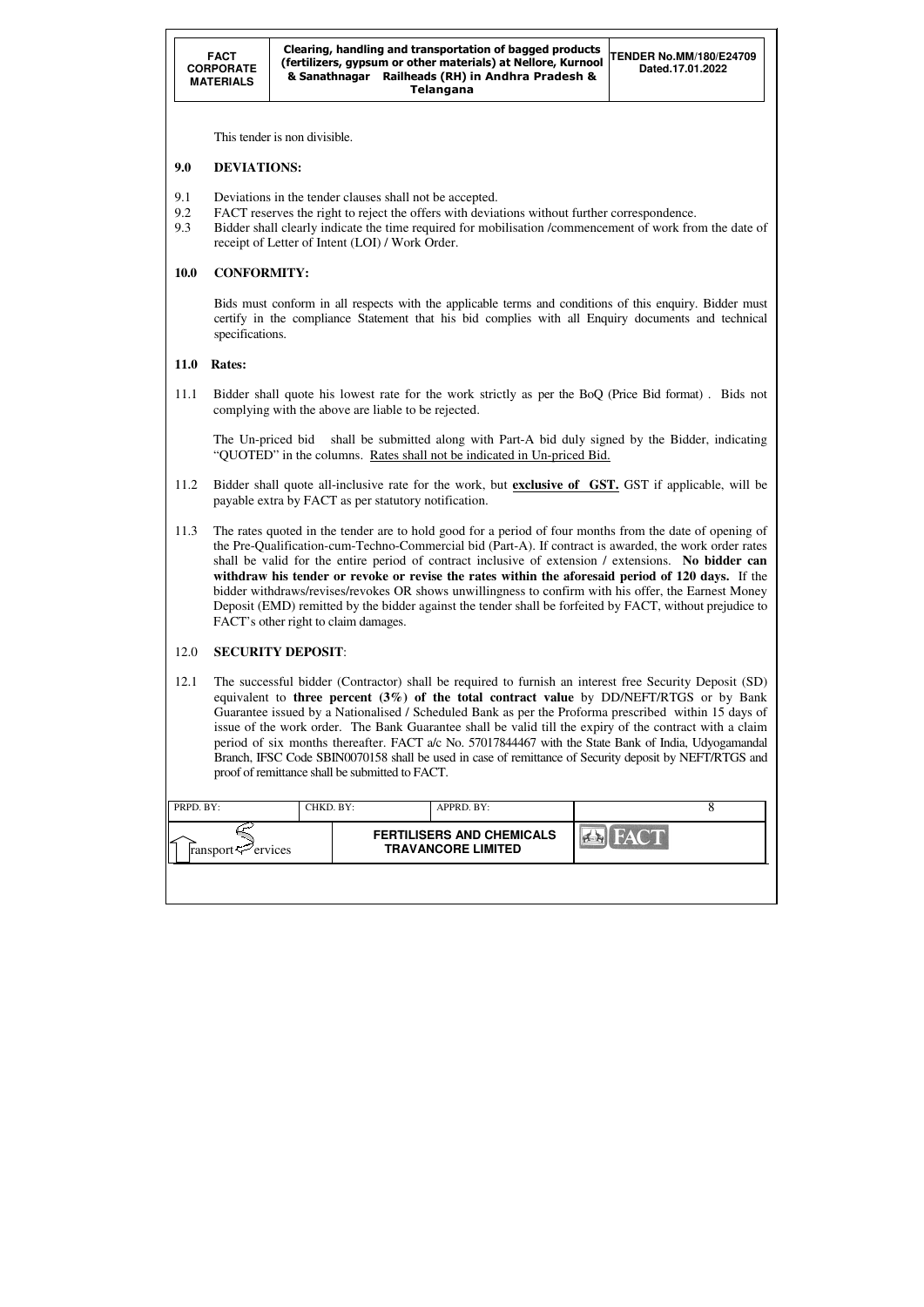This tender is non divisible.

## 9.0 DEVIATIONS:

9.1 Deviations in the tender clauses shall not be accepted.

9.2 FACT reserves the right to reject the offers with deviations without further correspondence.

9.3 Bidder shall clearly indicate the time required for mobilisation /commencement of work from the date of receipt of Letter of Intent (LOI) / Work Order.

## 10.0 CONFORMITY:

Bids must conform in all respects with the applicable terms and conditions of this enquiry. Bidder must certify in the compliance Statement that his bid complies with all Enquiry documents and technical specifications.

## 11.0 Rates:

11.1 Bidder shall quote his lowest rate for the work strictly as per the BoQ (Price Bid format) . Bids not complying with the above are liable to be rejected.

The Un-priced bid shall be submitted along with Part-A bid duly signed by the Bidder, indicating "QUOTED" in the columns. Rates shall not be indicated in Un-priced Bid.

11.2 Bidder shall quote all-inclusive rate for the work, but **exclusive of GST.** GST if applicable, will be payable extra by FACT as per statutory notification.

11.3 The rates quoted in the tender are to hold good for a period of four months from the date of opening of the Pre-Qualification-cum-Techno-Commercial bid (Part-A). If contract is awarded, the work order rates shall be valid for the entire period of contract inclusive of extension / extensions. **No bidder can withdraw his tender or revoke or revise the rates within the aforesaid period of 120 days.** If the bidder withdraws/revises/revokes OR shows unwillingness to confirm with his offer, the Earnest Money Deposit (EMD) remitted by the bidder against the tender shall be forfeited by FACT, without prejudice to FACT's other right to claim damages.

## 12.0 SECURITY DEPOSIT:

12.1 The successful bidder (Contractor) shall be required to furnish an interest free Security Deposit (SD) equivalent to **three percent (3%) of the total contract value** by DD/NEFT/RTGS or by Bank Guarantee issued by a Nationalised / Scheduled Bank as per the Proforma prescribed within 15 days of issue of the work order. The Bank Guarantee shall be valid till the expiry of the contract with a claim period of six months thereafter. FACT a/c No. 57017844467 with the State Bank of India, Udyogamandal Branch, IFSC Code SBIN0070158 shall be used in case of remittance of Security deposit by NEFT/RTGS and proof of remittance shall be submitted to FACT.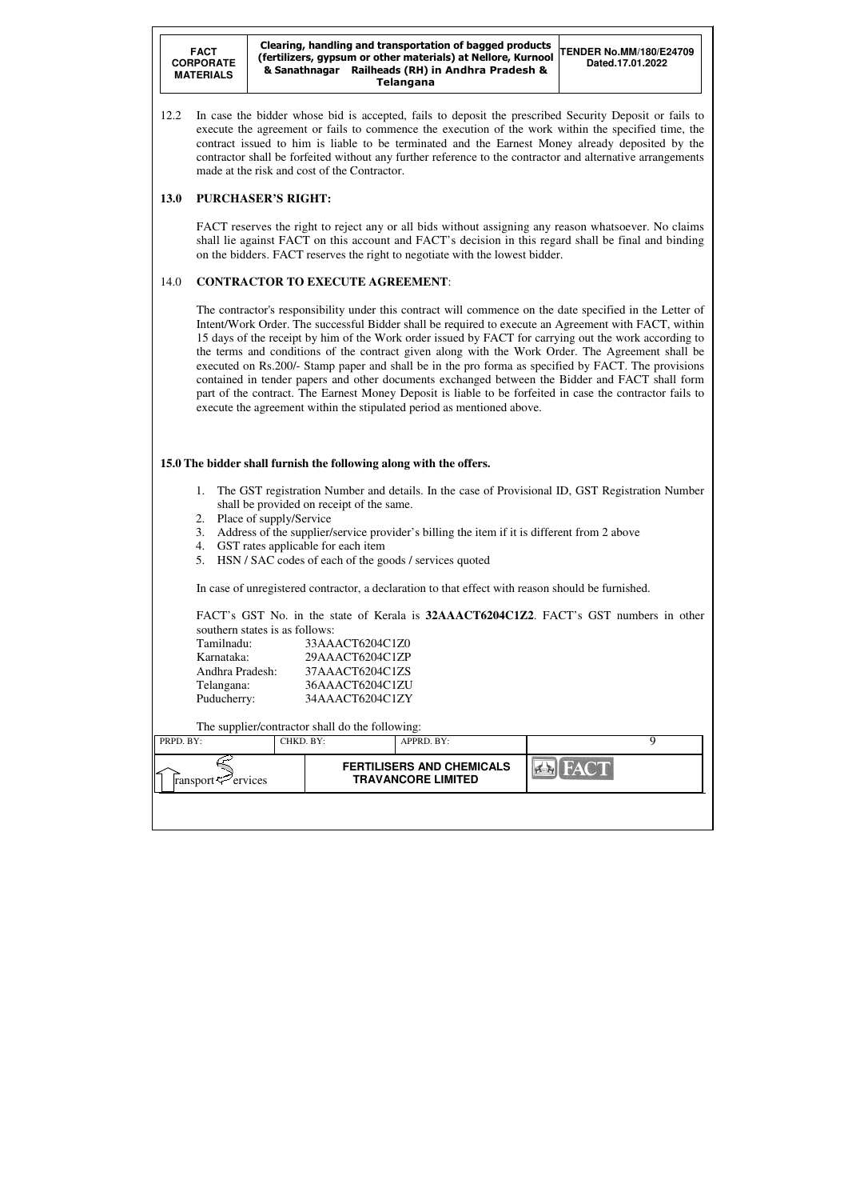12.2 In case the bidder whose bid is accepted, fails to deposit the prescribed Security Deposit or fails to execute the agreement or fails to commence the execution of the work within the specified time, the contract issued to him is liable to be terminated and the Earnest Money already deposited by the contractor shall be forfeited without any further reference to the contractor and alternative arrangements made at the risk and cost of the Contractor.

## 13.0 PURCHASER'S RIGHT:

FACT reserves the right to reject any or all bids without assigning any reason whatsoever. No claims shall lie against FACT on this account and FACT's decision in this regard shall be final and binding on the bidders. FACT reserves the right to negotiate with the lowest bidder.

## 14.0 CONTRACTOR TO EXECUTE AGREEMENT:

The contractor's responsibility under this contract will commence on the date specified in the Letter of Intent/Work Order. The successful Bidder shall be required to execute an Agreement with FACT, within 15 days of the receipt by him of the Work order issued by FACT for carrying out the work according to the terms and conditions of the contract given along with the Work Order. The Agreement shall be executed on Rs.200/- Stamp paper and shall be in the pro forma as specified by FACT. The provisions contained in tender papers and other documents exchanged between the Bidder and FACT shall form part of the contract. The Earnest Money Deposit is liable to be forfeited in case the contractor fails to execute the agreement within the stipulated period as mentioned above.

## 15.0 The bidder shall furnish the following along with the offers.

1. The GST registration Number and details. In the case of Provisional ID, GST Registration Number shall be provided on receipt of the same.
2. Place of supply/Service
3. Address of the supplier/service provider's billing the item if it is different from 2 above
4. GST rates applicable for each item
5. HSN / SAC codes of each of the goods / services quoted

In case of unregistered contractor, a declaration to that effect with reason should be furnished.

FACT's GST No. in the state of Kerala is **32AAACT6204C1Z2**. FACT's GST numbers in other southern states is as follows:

| | |
|---|---|
| Tamilnadu: | 33AAACT6204C1Z0 |
| Karnataka: | 29AAACT6204C1ZP |
| Andhra Pradesh: | 37AAACT6204C1ZS |
| Telangana: | 36AAACT6204C1ZU |
| Puducherry: | 34AAACT6204C1ZY |

The supplier/contractor shall do the following: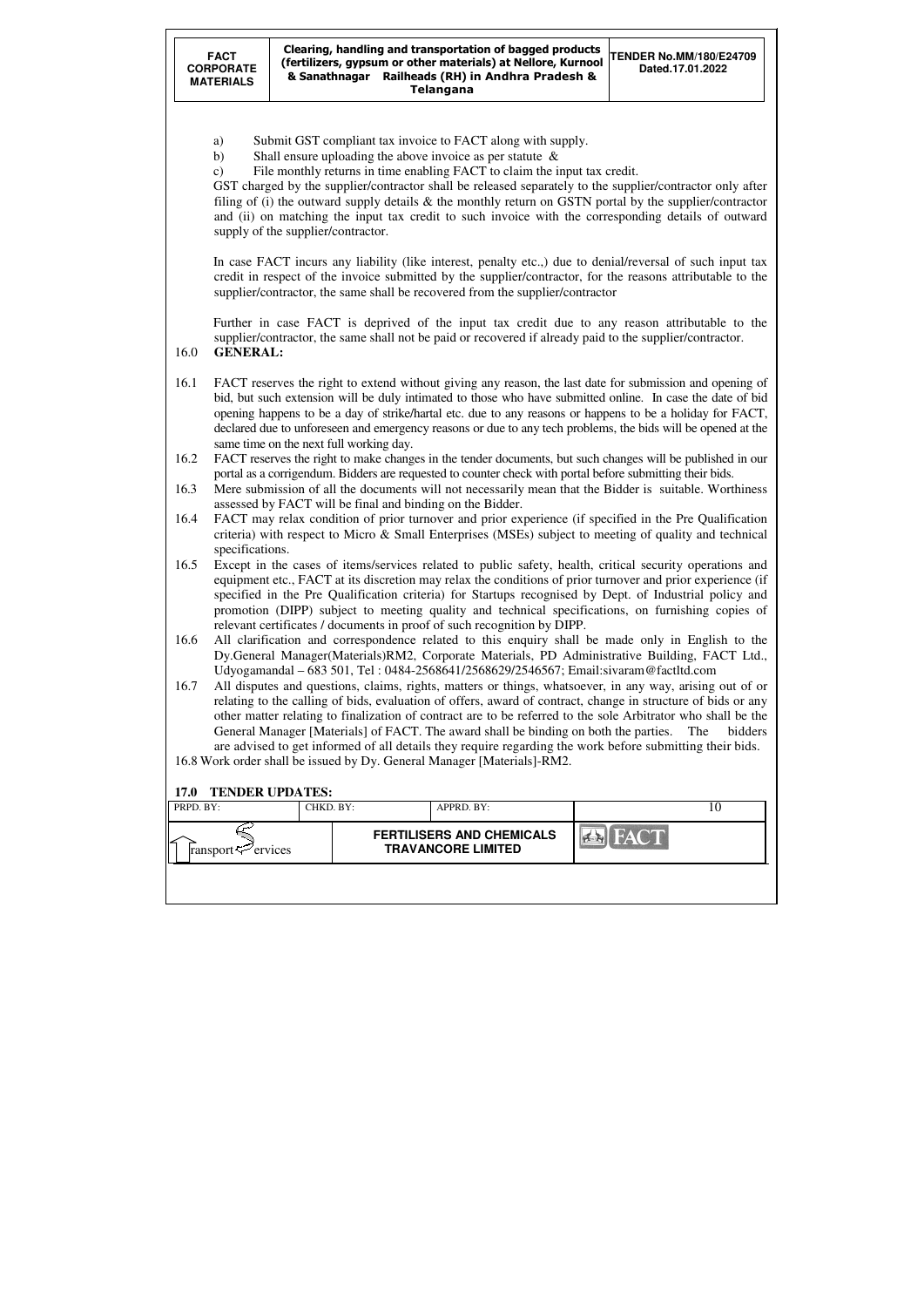a) Submit GST compliant tax invoice to FACT along with supply.
b) Shall ensure uploading the above invoice as per statute &
c) File monthly returns in time enabling FACT to claim the input tax credit.

GST charged by the supplier/contractor shall be released separately to the supplier/contractor only after filing of (i) the outward supply details & the monthly return on GSTN portal by the supplier/contractor and (ii) on matching the input tax credit to such invoice with the corresponding details of outward supply of the supplier/contractor.

In case FACT incurs any liability (like interest, penalty etc.,) due to denial/reversal of such input tax credit in respect of the invoice submitted by the supplier/contractor, for the reasons attributable to the supplier/contractor, the same shall be recovered from the supplier/contractor

Further in case FACT is deprived of the input tax credit due to any reason attributable to the supplier/contractor, the same shall not be paid or recovered if already paid to the supplier/contractor.

## 16.0 GENERAL:

16.1 FACT reserves the right to extend without giving any reason, the last date for submission and opening of bid, but such extension will be duly intimated to those who have submitted online. In case the date of bid opening happens to be a day of strike/hartal etc. due to any reasons or happens to be a holiday for FACT, declared due to unforeseen and emergency reasons or due to any tech problems, the bids will be opened at the same time on the next full working day.

16.2 FACT reserves the right to make changes in the tender documents, but such changes will be published in our portal as a corrigendum. Bidders are requested to counter check with portal before submitting their bids.

16.3 Mere submission of all the documents will not necessarily mean that the Bidder is suitable. Worthiness assessed by FACT will be final and binding on the Bidder.

16.4 FACT may relax condition of prior turnover and prior experience (if specified in the Pre Qualification criteria) with respect to Micro & Small Enterprises (MSEs) subject to meeting of quality and technical specifications.

16.5 Except in the cases of items/services related to public safety, health, critical security operations and equipment etc., FACT at its discretion may relax the conditions of prior turnover and prior experience (if specified in the Pre Qualification criteria) for Startups recognised by Dept. of Industrial policy and promotion (DIPP) subject to meeting quality and technical specifications, on furnishing copies of relevant certificates / documents in proof of such recognition by DIPP.

16.6 All clarification and correspondence related to this enquiry shall be made only in English to the Dy.General Manager(Materials)RM2, Corporate Materials, PD Administrative Building, FACT Ltd., Udyogamandal – 683 501, Tel : 0484-2568641/2568629/2546567; Email:sivaram@factltd.com

16.7 All disputes and questions, claims, rights, matters or things, whatsoever, in any way, arising out of or relating to the calling of bids, evaluation of offers, award of contract, change in structure of bids or any other matter relating to finalization of contract are to be referred to the sole Arbitrator who shall be the General Manager [Materials] of FACT. The award shall be binding on both the parties. The bidders are advised to get informed of all details they require regarding the work before submitting their bids.

16.8 Work order shall be issued by Dy. General Manager [Materials]-RM2.

## 17.0 TENDER UPDATES: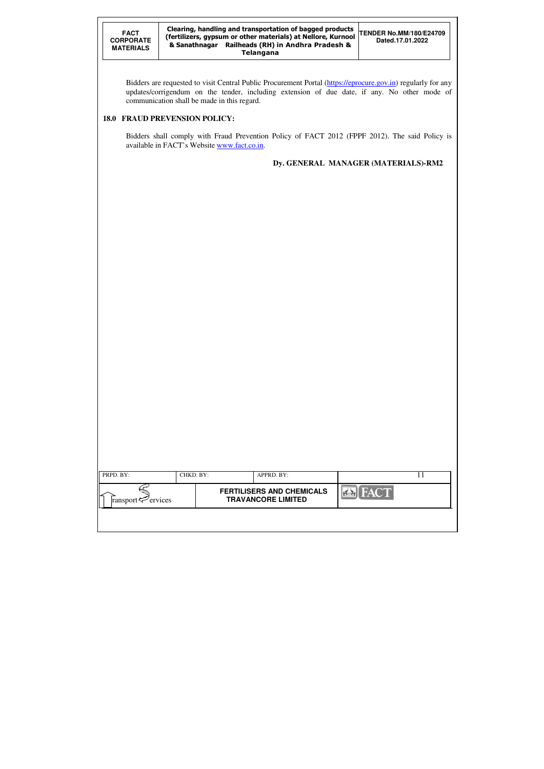Bidders are requested to visit Central Public Procurement Portal (https://eprocure.gov.in) regularly for any updates/corrigendum on the tender, including extension of due date, if any. No other mode of communication shall be made in this regard.

## 18.0 FRAUD PREVENSION POLICY:

Bidders shall comply with Fraud Prevention Policy of FACT 2012 (FPPF 2012). The said Policy is available in FACT's Website www.fact.co.in.

**Dy. GENERAL MANAGER (MATERIALS)-RM2**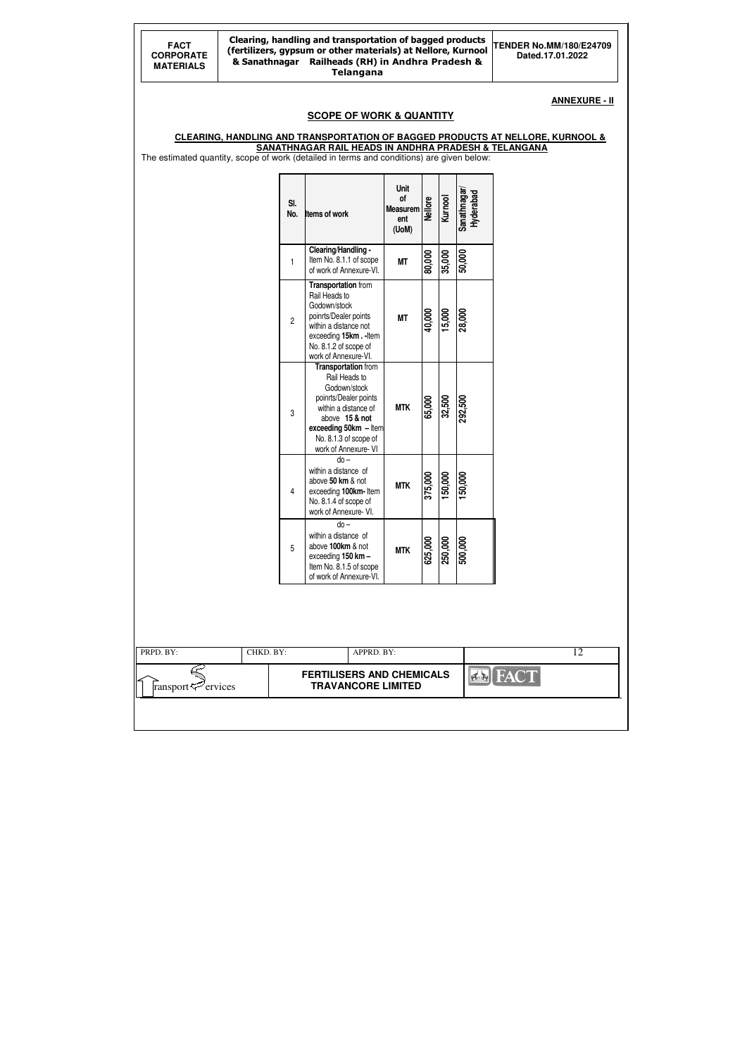**ANNEXURE - II**

## SCOPE OF WORK & QUANTITY

**CLEARING, HANDLING AND TRANSPORTATION OF BAGGED PRODUCTS AT NELLORE, KURNOOL & SANATHNAGAR RAIL HEADS IN ANDHRA PRADESH & TELANGANA**

The estimated quantity, scope of work (detailed in terms and conditions) are given below:

| Sl. No. | Items of work | Unit of Measurement (UoM) | Nellore | Kurnool | Sanathnagar/ Hyderabad |
|---|---|---|---|---|---|
| 1 | **Clearing/Handling -** Item No. 8.1.1 of scope of work of Annexure-VI. | **MT** | **80,000** | **35,000** | **50,000** |
| 2 | **Transportation** from Rail Heads to Godown/stock poinrts/Dealer points within a distance not exceeding **15km . -**Item No. 8.1.2 of scope of work of Annexure-VI. | **MT** | **40,000** | **15,000** | **28,000** |
| 3 | **Transportation** from Rail Heads to Godown/stock poinrts/Dealer points within a distance of above **15 & not exceeding 50km –** Item No. 8.1.3 of scope of work of Annexure- VI | **MTK** | **65,000** | **32,500** | **292,500** |
| 4 | do – within a distance of above **50 km** & not exceeding **100km-** Item No. 8.1.4 of scope of work of Annexure- VI. | **MTK** | **375,000** | **150,000** | **150,000** |
| 5 | do – within a distance of above **100km** & not exceeding **150 km –** Item No. 8.1.5 of scope of work of Annexure-VI. | **MTK** | **625,000** | **250,000** | **500,000** |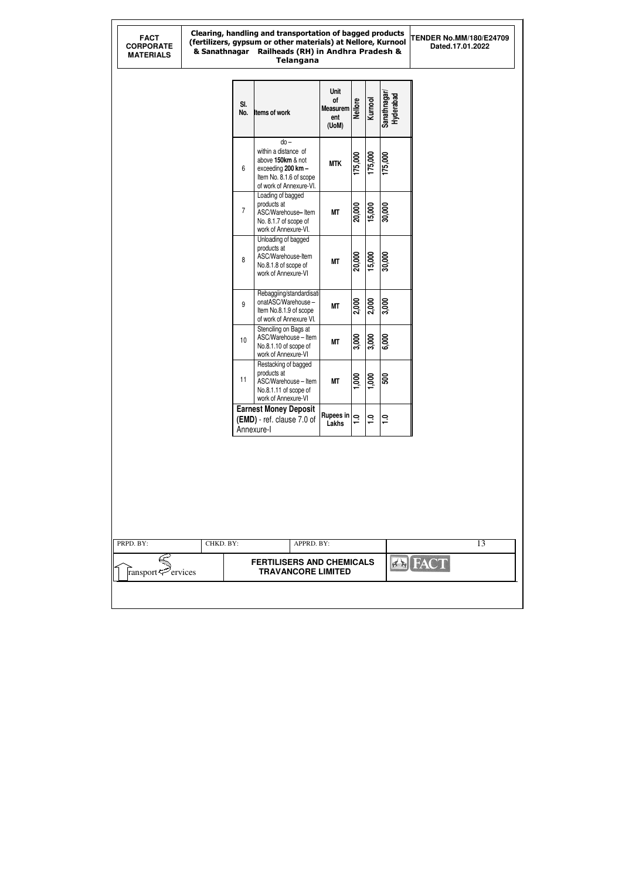| Sl. No. | Items of work | Unit of Measurement (UoM) | Nellore | Kurnool | Sanathnagar/ Hyderabad |
|---|---|---|---|---|---|
| 6 | do – within a distance of above **150km** & not exceeding **200 km –** Item No. 8.1.6 of scope of work of Annexure-VI. | **MTK** | 175,000 | 175,000 | 175,000 |
| 7 | Loading of bagged products at ASC/Warehouse– Item No. 8.1.7 of scope of work of Annexure-VI. | **MT** | 20,000 | 15,000 | 30,000 |
| 8 | Unloading of bagged products at ASC/Warehouse-Item No.8.1.8 of scope of work of Annexure-VI | **MT** | 20,000 | 15,000 | 30,000 |
| 9 | Rebaggiing/standardisationatASC/Warehouse – Item No.8.1.9 of scope of work of Annexure VI. | **MT** | 2,000 | 2,000 | 3,000 |
| 10 | Stenciling on Bags at ASC/Warehouse – Item No.8.1.10 of scope of work of Annexure-VI | **MT** | 3,000 | 3,000 | 6,000 |
| 11 | Restacking of bagged products at ASC/Warehouse – Item No.8.1.11 of scope of work of Annexure-VI | **MT** | 1,000 | 1,000 | 500 |
| | **Earnest Money Deposit (EMD)** - ref. clause 7.0 of Annexure-I | **Rupees in Lakhs** | 1.0 | 1.0 | 1.0 |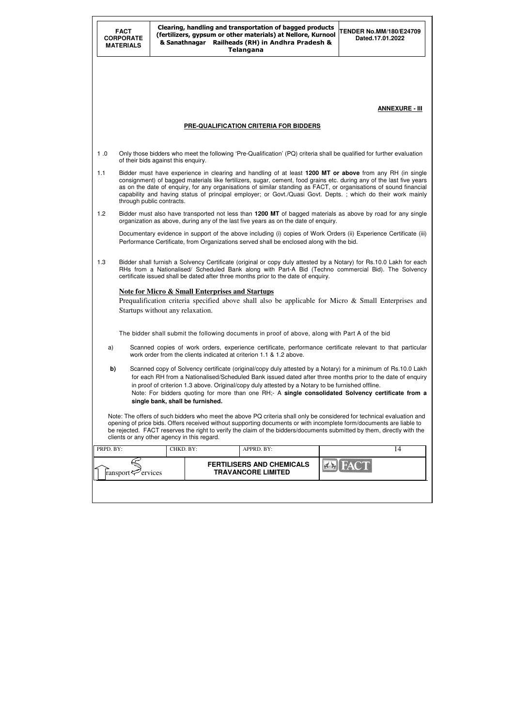**ANNEXURE - III**

## PRE-QUALIFICATION CRITERIA FOR BIDDERS

1 .0 Only those bidders who meet the following 'Pre-Qualification' (PQ) criteria shall be qualified for further evaluation of their bids against this enquiry.

1.1 Bidder must have experience in clearing and handling of at least **1200 MT or above** from any RH (in single consignment) of bagged materials like fertilizers, sugar, cement, food grains etc. during any of the last five years as on the date of enquiry, for any organisations of similar standing as FACT, or organisations of sound financial capability and having status of principal employer; or Govt./Quasi Govt. Depts. ; which do their work mainly through public contracts.

1.2 Bidder must also have transported not less than **1200 MT** of bagged materials as above by road for any single organization as above, during any of the last five years as on the date of enquiry.

Documentary evidence in support of the above including (i) copies of Work Orders (ii) Experience Certificate (iii) Performance Certificate, from Organizations served shall be enclosed along with the bid.

1.3 Bidder shall furnish a Solvency Certificate (original or copy duly attested by a Notary) for Rs.10.0 Lakh for each RHs from a Nationalised/ Scheduled Bank along with Part-A Bid (Techno commercial Bid). The Solvency certificate issued shall be dated after three months prior to the date of enquiry.

**Note for Micro & Small Enterprises and Startups**

Prequalification criteria specified above shall also be applicable for Micro & Small Enterprises and Startups without any relaxation.

The bidder shall submit the following documents in proof of above, along with Part A of the bid

a) Scanned copies of work orders, experience certificate, performance certificate relevant to that particular work order from the clients indicated at criterion 1.1 & 1.2 above.

**b)** Scanned copy of Solvency certificate (original/copy duly attested by a Notary) for a minimum of Rs.10.0 Lakh for each RH from a Nationalised/Scheduled Bank issued dated after three months prior to the date of enquiry in proof of criterion 1.3 above. Original/copy duly attested by a Notary to be furnished offline.
Note: For bidders quoting for more than one RH;- A **single consolidated Solvency certificate from a single bank, shall be furnished.**

Note: The offers of such bidders who meet the above PQ criteria shall only be considered for technical evaluation and opening of price bids. Offers received without supporting documents or with incomplete form/documents are liable to be rejected. FACT reserves the right to verify the claim of the bidders/documents submitted by them, directly with the clients or any other agency in this regard.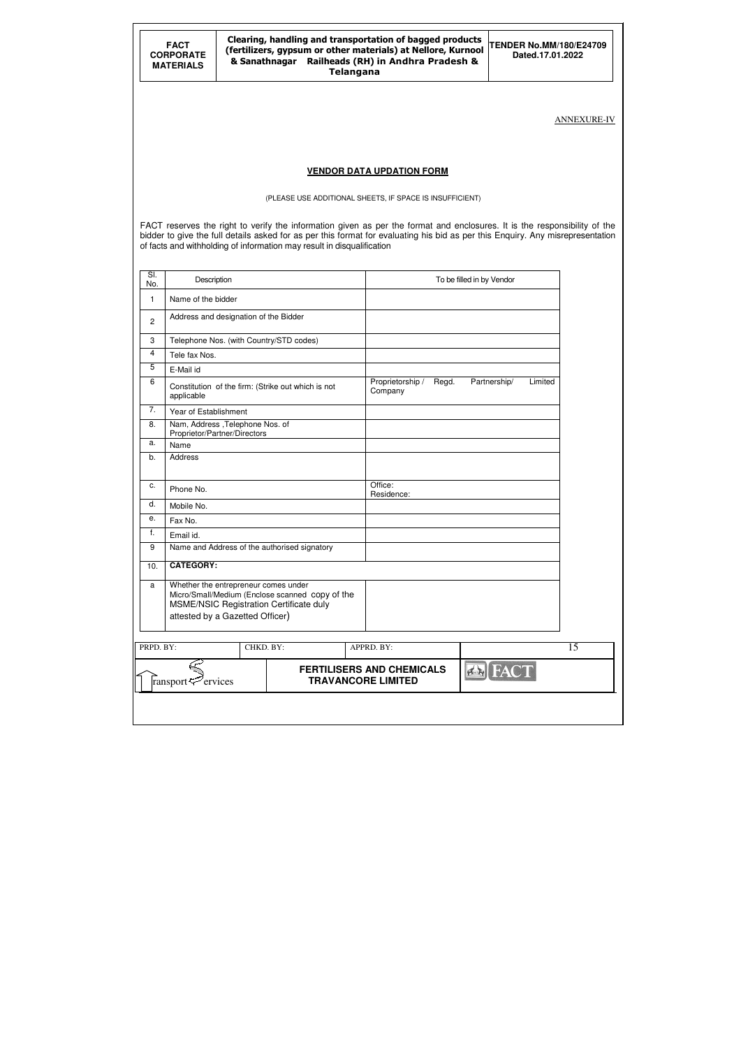ANNEXURE-IV

## VENDOR DATA UPDATION FORM

(PLEASE USE ADDITIONAL SHEETS, IF SPACE IS INSUFFICIENT)

FACT reserves the right to verify the information given as per the format and enclosures. It is the responsibility of the bidder to give the full details asked for as per this format for evaluating his bid as per this Enquiry. Any misrepresentation of facts and withholding of information may result in disqualification

| Sl. No. | Description | To be filled in by Vendor |
|---|---|---|
| 1 | Name of the bidder | |
| 2 | Address and designation of the Bidder | |
| 3 | Telephone Nos. (with Country/STD codes) | |
| 4 | Tele fax Nos. | |
| 5 | E-Mail id | |
| 6 | Constitution of the firm: (Strike out which is not applicable | Proprietorship / Regd. Partnership/ Limited Company |
| 7. | Year of Establishment | |
| 8. | Nam, Address ,Telephone Nos. of Proprietor/Partner/Directors | |
| a. | Name | |
| b. | Address | |
| c. | Phone No. | Office:<br>Residence: |
| d. | Mobile No. | |
| e. | Fax No. | |
| f. | Email id. | |
| 9 | Name and Address of the authorised signatory | |
| 10. | **CATEGORY:** | |
| a | Whether the entrepreneur comes under Micro/Small/Medium (Enclose scanned copy of the MSME/NSIC Registration Certificate duly attested by a Gazetted Officer) | |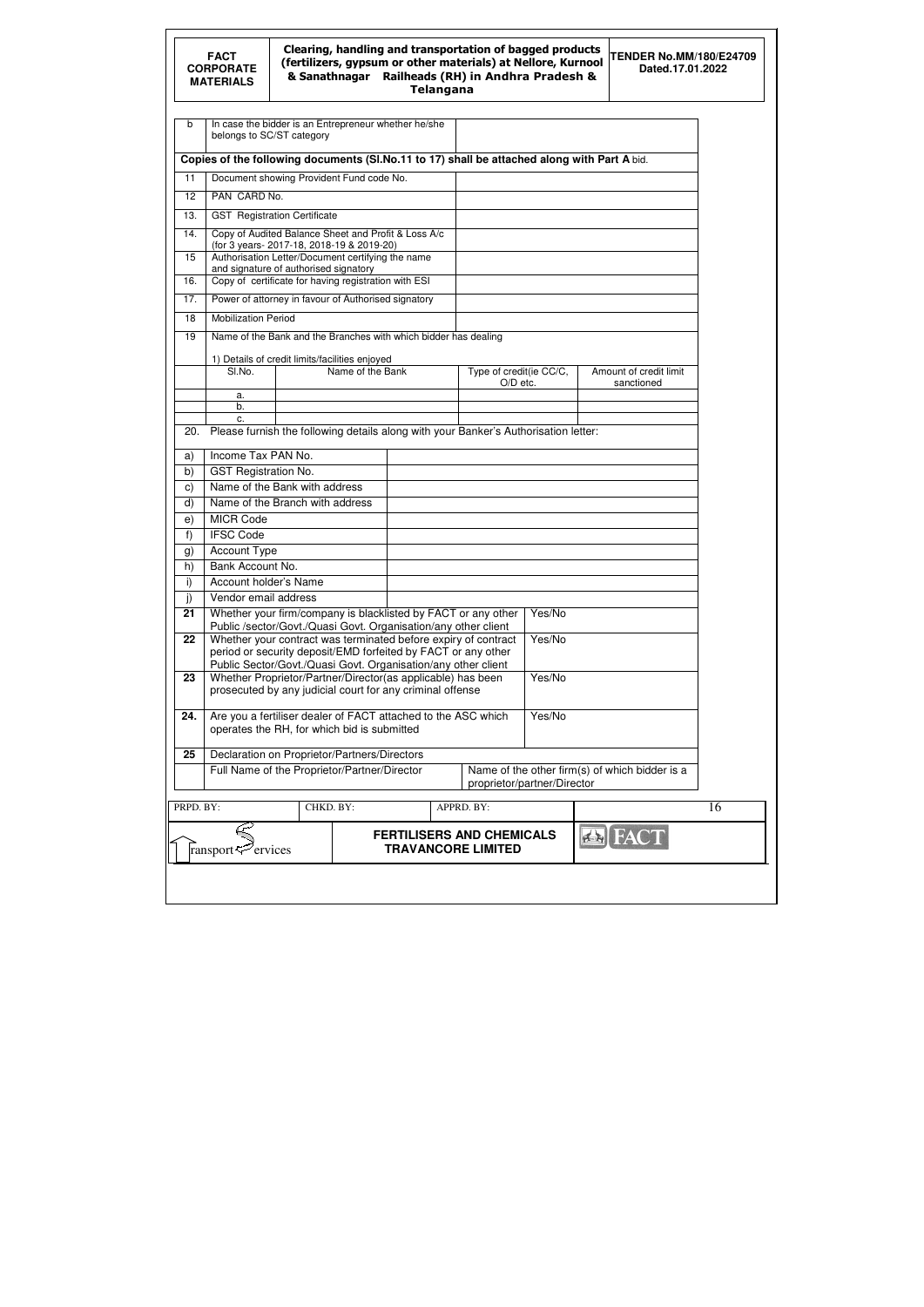| b | In case the bidder is an Entrepreneur whether he/she belongs to SC/ST category | | |
|---|---|---|---|
| **Copies of the following documents (Sl.No.11 to 17) shall be attached along with Part A bid.** | | | |
| 11 | Document showing Provident Fund code No. | | |
| 12 | PAN CARD No. | | |
| 13. | GST Registration Certificate | | |
| 14. | Copy of Audited Balance Sheet and Profit & Loss A/c (for 3 years- 2017-18, 2018-19 & 2019-20) | | |
| 15 | Authorisation Letter/Document certifying the name and signature of authorised signatory | | |
| 16. | Copy of certificate for having registration with ESI | | |
| 17. | Power of attorney in favour of Authorised signatory | | |
| 18 | Mobilization Period | | |
| 19 | Name of the Bank and the Branches with which bidder has dealing<br><br>1) Details of credit limits/facilities enjoyed | | |

| Sl.No. | Name of the Bank | Type of credit(ie CC/C, O/D etc. | Amount of credit limit sanctioned |
|---|---|---|---|
| a. | | | |
| b. | | | |
| c. | | | |

20. Please furnish the following details along with your Banker's Authorisation letter:

| | | |
|---|---|---|
| a) | Income Tax PAN No. | |
| b) | GST Registration No. | |
| c) | Name of the Bank with address | |
| d) | Name of the Branch with address | |
| e) | MICR Code | |
| f) | IFSC Code | |
| g) | Account Type | |
| h) | Bank Account No. | |
| i) | Account holder's Name | |
| j) | Vendor email address | |

| | | |
|---|---|---|
| **21** | Whether your firm/company is blacklisted by FACT or any other Public /sector/Govt./Quasi Govt. Organisation/any other client | Yes/No |
| **22** | Whether your contract was terminated before expiry of contract period or security deposit/EMD forfeited by FACT or any other Public Sector/Govt./Quasi Govt. Organisation/any other client | Yes/No |
| **23** | Whether Proprietor/Partner/Director(as applicable) has been prosecuted by any judicial court for any criminal offense | Yes/No |
| **24.** | Are you a fertiliser dealer of FACT attached to the ASC which operates the RH, for which bid is submitted | Yes/No |
| **25** | Declaration on Proprietor/Partners/Directors | |
| | Full Name of the Proprietor/Partner/Director | Name of the other firm(s) of which bidder is a proprietor/partner/Director |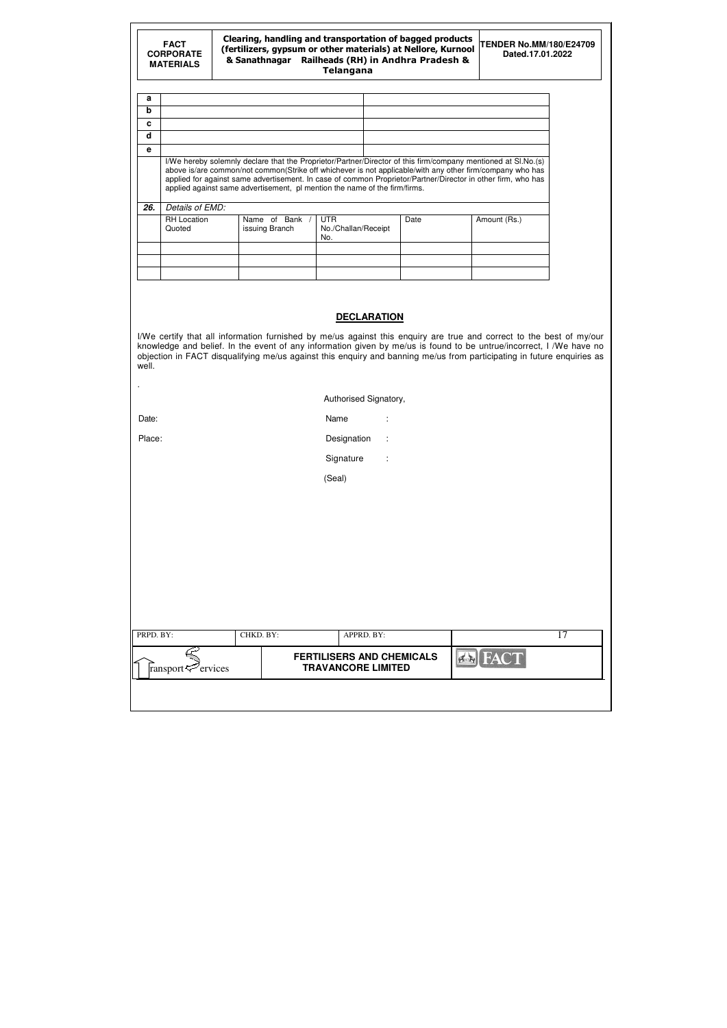| | | |
|---|---|---|
| a | | |
| b | | |
| c | | |
| d | | |
| e | | |

I/We hereby solemnly declare that the Proprietor/Partner/Director of this firm/company mentioned at Sl.No.(s) above is/are common/not common(Strike off whichever is not applicable/with any other firm/company who has applied for against same advertisement. In case of common Proprietor/Partner/Director in other firm, who has applied against same advertisement, pl mention the name of the firm/firms.

**26.** *Details of EMD:*

| RH Location Quoted | Name of Bank / issuing Branch | UTR No./Challan/Receipt No. | Date | Amount (Rs.) |
|---|---|---|---|---|
| | | | | |
| | | | | |
| | | | | |

## DECLARATION

I/We certify that all information furnished by me/us against this enquiry are true and correct to the best of my/our knowledge and belief. In the event of any information given by me/us is found to be untrue/incorrect, I /We have no objection in FACT disqualifying me/us against this enquiry and banning me/us from participating in future enquiries as well.

Authorised Signatory,

Date: Name :

Place: Designation :

Signature :

(Seal)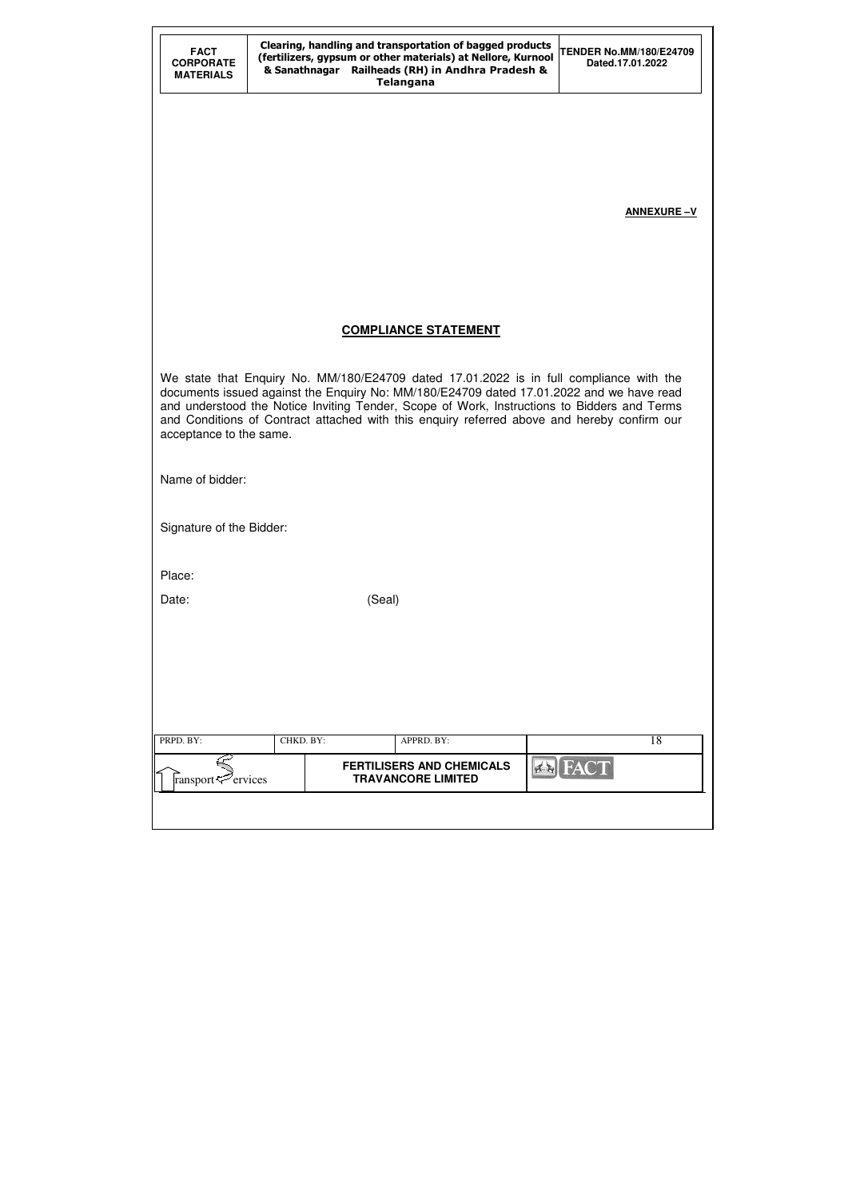**ANNEXURE –V**

## COMPLIANCE STATEMENT

We state that Enquiry No. MM/180/E24709 dated 17.01.2022 is in full compliance with the documents issued against the Enquiry No: MM/180/E24709 dated 17.01.2022 and we have read and understood the Notice Inviting Tender, Scope of Work, Instructions to Bidders and Terms and Conditions of Contract attached with this enquiry referred above and hereby confirm our acceptance to the same.

Name of bidder:

Signature of the Bidder:

Place:

Date: (Seal)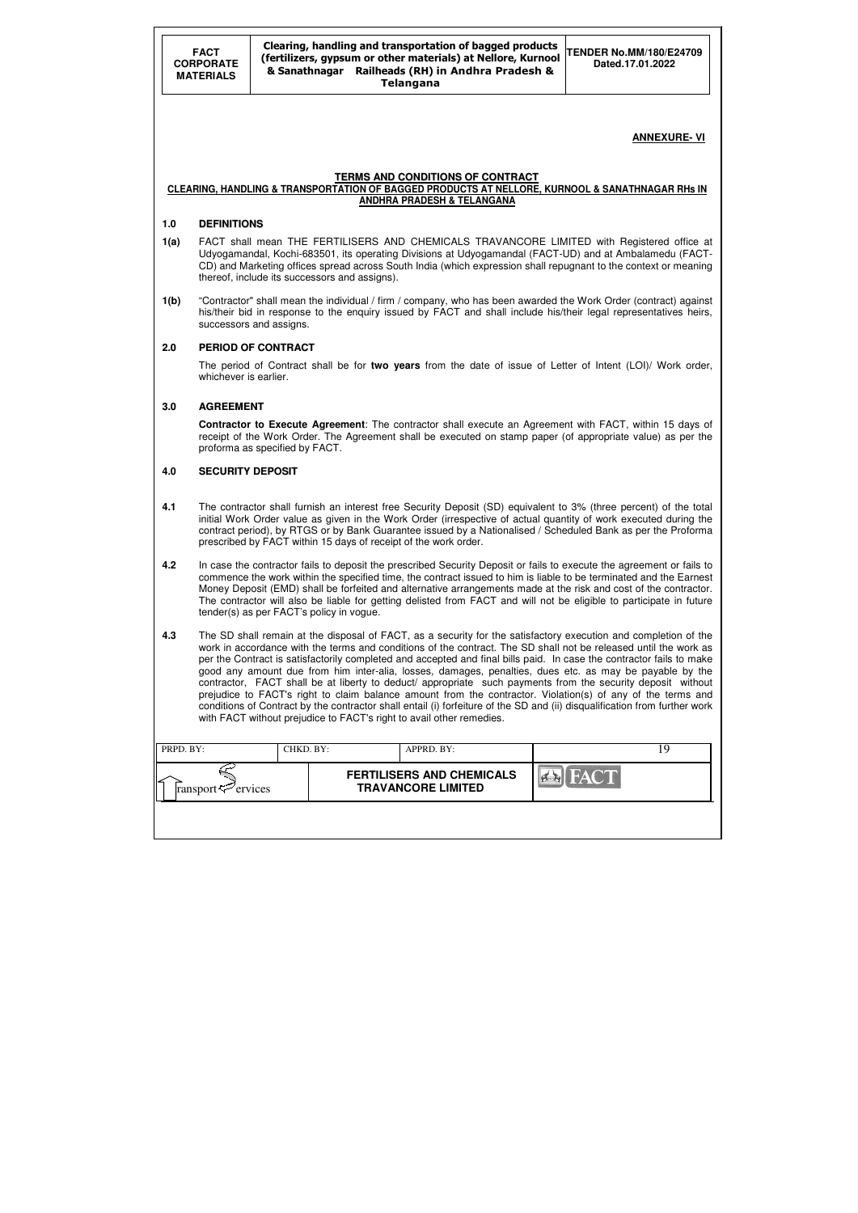**ANNEXURE- VI**

## TERMS AND CONDITIONS OF CONTRACT

### CLEARING, HANDLING & TRANSPORTATION OF BAGGED PRODUCTS AT NELLORE, KURNOOL & SANATHNAGAR RHs IN ANDHRA PRADESH & TELANGANA

**1.0 DEFINITIONS**

**1(a)** FACT shall mean THE FERTILISERS AND CHEMICALS TRAVANCORE LIMITED with Registered office at Udyogamandal, Kochi-683501, its operating Divisions at Udyogamandal (FACT-UD) and at Ambalamedu (FACT-CD) and Marketing offices spread across South India (which expression shall repugnant to the context or meaning thereof, include its successors and assigns).

**1(b)** "Contractor" shall mean the individual / firm / company, who has been awarded the Work Order (contract) against his/their bid in response to the enquiry issued by FACT and shall include his/their legal representatives heirs, successors and assigns.

**2.0 PERIOD OF CONTRACT**

The period of Contract shall be for **two years** from the date of issue of Letter of Intent (LOI)/ Work order, whichever is earlier.

**3.0 AGREEMENT**

**Contractor to Execute Agreement**: The contractor shall execute an Agreement with FACT, within 15 days of receipt of the Work Order. The Agreement shall be executed on stamp paper (of appropriate value) as per the proforma as specified by FACT.

**4.0 SECURITY DEPOSIT**

**4.1** The contractor shall furnish an interest free Security Deposit (SD) equivalent to 3% (three percent) of the total initial Work Order value as given in the Work Order (irrespective of actual quantity of work executed during the contract period), by RTGS or by Bank Guarantee issued by a Nationalised / Scheduled Bank as per the Proforma prescribed by FACT within 15 days of receipt of the work order.

**4.2** In case the contractor fails to deposit the prescribed Security Deposit or fails to execute the agreement or fails to commence the work within the specified time, the contract issued to him is liable to be terminated and the Earnest Money Deposit (EMD) shall be forfeited and alternative arrangements made at the risk and cost of the contractor. The contractor will also be liable for getting delisted from FACT and will not be eligible to participate in future tender(s) as per FACT's policy in vogue.

**4.3** The SD shall remain at the disposal of FACT, as a security for the satisfactory execution and completion of the work in accordance with the terms and conditions of the contract. The SD shall not be released until the work as per the Contract is satisfactorily completed and accepted and final bills paid. In case the contractor fails to make good any amount due from him inter-alia, losses, damages, penalties, dues etc. as may be payable by the contractor, FACT shall be at liberty to deduct/ appropriate such payments from the security deposit without prejudice to FACT's right to claim balance amount from the contractor. Violation(s) of any of the terms and conditions of Contract by the contractor shall entail (i) forfeiture of the SD and (ii) disqualification from further work with FACT without prejudice to FACT's right to avail other remedies.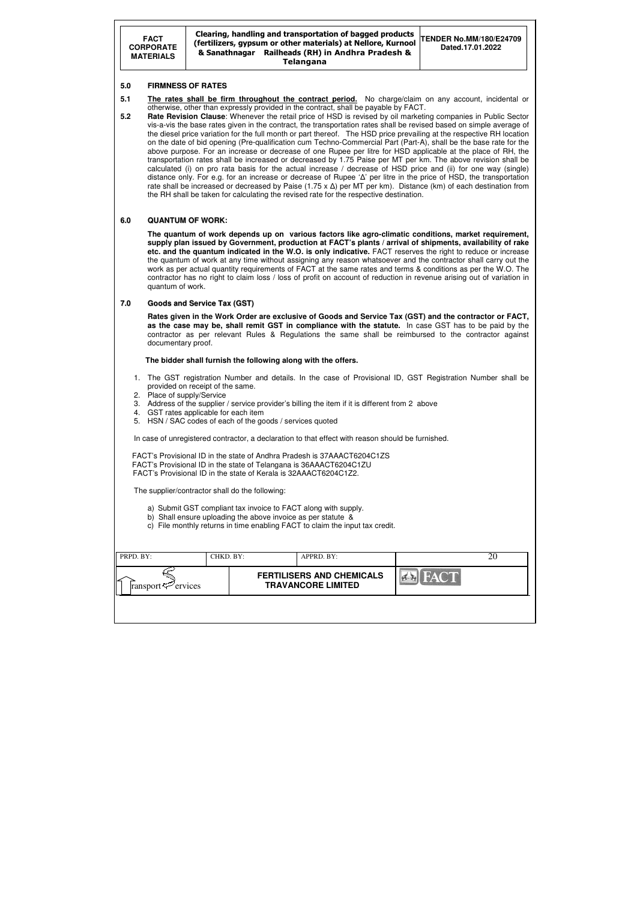## 5.0 FIRMNESS OF RATES

**5.1** **The rates shall be firm throughout the contract period.** No charge/claim on any account, incidental or otherwise, other than expressly provided in the contract, shall be payable by FACT.

**5.2** **Rate Revision Clause**: Whenever the retail price of HSD is revised by oil marketing companies in Public Sector vis-a-vis the base rates given in the contract, the transportation rates shall be revised based on simple average of the diesel price variation for the full month or part thereof. The HSD price prevailing at the respective RH location on the date of bid opening (Pre-qualification cum Techno-Commercial Part (Part-A), shall be the base rate for the above purpose. For an increase or decrease of one Rupee per litre for HSD applicable at the place of RH, the transportation rates shall be increased or decreased by 1.75 Paise per MT per km. The above revision shall be calculated (i) on pro rata basis for the actual increase / decrease of HSD price and (ii) for one way (single) distance only. For e.g. for an increase or decrease of Rupee 'Δ' per litre in the price of HSD, the transportation rate shall be increased or decreased by Paise (1.75 x Δ) per MT per km). Distance (km) of each destination from the RH shall be taken for calculating the revised rate for the respective destination.

## 6.0 QUANTUM OF WORK:

**The quantum of work depends up on various factors like agro-climatic conditions, market requirement, supply plan issued by Government, production at FACT's plants / arrival of shipments, availability of rake etc. and the quantum indicated in the W.O. is only indicative.** FACT reserves the right to reduce or increase the quantum of work at any time without assigning any reason whatsoever and the contractor shall carry out the work as per actual quantity requirements of FACT at the same rates and terms & conditions as per the W.O. The contractor has no right to claim loss / loss of profit on account of reduction in revenue arising out of variation in quantum of work.

## 7.0 Goods and Service Tax (GST)

**Rates given in the Work Order are exclusive of Goods and Service Tax (GST) and the contractor or FACT, as the case may be, shall remit GST in compliance with the statute.** In case GST has to be paid by the contractor as per relevant Rules & Regulations the same shall be reimbursed to the contractor against documentary proof.

**The bidder shall furnish the following along with the offers.**

1. The GST registration Number and details. In the case of Provisional ID, GST Registration Number shall be provided on receipt of the same.
2. Place of supply/Service
3. Address of the supplier / service provider's billing the item if it is different from 2 above
4. GST rates applicable for each item
5. HSN / SAC codes of each of the goods / services quoted

In case of unregistered contractor, a declaration to that effect with reason should be furnished.

FACT's Provisional ID in the state of Andhra Pradesh is 37AAACT6204C1ZS
FACT's Provisional ID in the state of Telangana is 36AAACT6204C1ZU
FACT's Provisional ID in the state of Kerala is 32AAACT6204C1Z2.

The supplier/contractor shall do the following:

a) Submit GST compliant tax invoice to FACT along with supply.
b) Shall ensure uploading the above invoice as per statute &
c) File monthly returns in time enabling FACT to claim the input tax credit.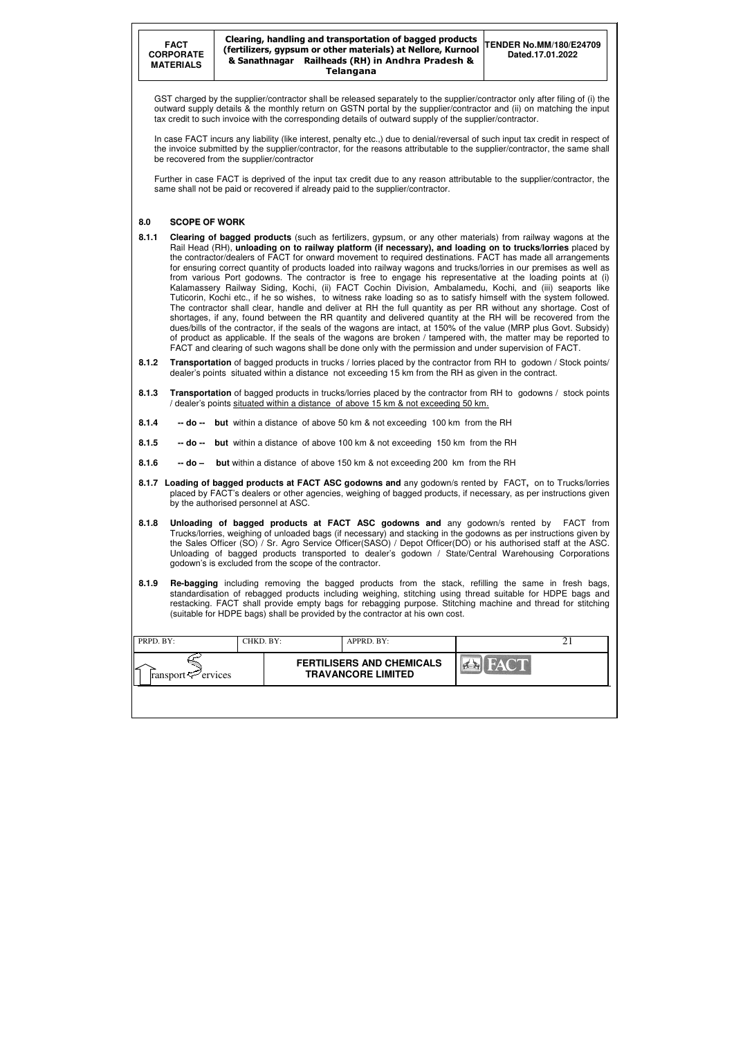GST charged by the supplier/contractor shall be released separately to the supplier/contractor only after filing of (i) the outward supply details & the monthly return on GSTN portal by the supplier/contractor and (ii) on matching the input tax credit to such invoice with the corresponding details of outward supply of the supplier/contractor.

In case FACT incurs any liability (like interest, penalty etc.,) due to denial/reversal of such input tax credit in respect of the invoice submitted by the supplier/contractor, for the reasons attributable to the supplier/contractor, the same shall be recovered from the supplier/contractor

Further in case FACT is deprived of the input tax credit due to any reason attributable to the supplier/contractor, the same shall not be paid or recovered if already paid to the supplier/contractor.

## 8.0 SCOPE OF WORK

**8.1.1** **Clearing of bagged products** (such as fertilizers, gypsum, or any other materials) from railway wagons at the Rail Head (RH), **unloading on to railway platform (if necessary), and loading on to trucks/lorries** placed by the contractor/dealers of FACT for onward movement to required destinations. FACT has made all arrangements for ensuring correct quantity of products loaded into railway wagons and trucks/lorries in our premises as well as from various Port godowns. The contractor is free to engage his representative at the loading points at (i) Kalamassery Railway Siding, Kochi, (ii) FACT Cochin Division, Ambalamedu, Kochi, and (iii) seaports like Tuticorin, Kochi etc., if he so wishes, to witness rake loading so as to satisfy himself with the system followed. The contractor shall clear, handle and deliver at RH the full quantity as per RR without any shortage. Cost of shortages, if any, found between the RR quantity and delivered quantity at the RH will be recovered from the dues/bills of the contractor, if the seals of the wagons are intact, at 150% of the value (MRP plus Govt. Subsidy) of product as applicable. If the seals of the wagons are broken / tampered with, the matter may be reported to FACT and clearing of such wagons shall be done only with the permission and under supervision of FACT.

**8.1.2** **Transportation** of bagged products in trucks / lorries placed by the contractor from RH to godown / Stock points/ dealer's points situated within a distance not exceeding 15 km from the RH as given in the contract.

**8.1.3** **Transportation** of bagged products in trucks/lorries placed by the contractor from RH to godowns / stock points / dealer's points situated within a distance of above 15 km & not exceeding 50 km.

**8.1.4** **-- do --** **but** within a distance of above 50 km & not exceeding 100 km from the RH

**8.1.5** **-- do --** **but** within a distance of above 100 km & not exceeding 150 km from the RH

**8.1.6** **-- do –** **but** within a distance of above 150 km & not exceeding 200 km from the RH

**8.1.7** **Loading of bagged products at FACT ASC godowns and** any godown/s rented by FACT**,** on to Trucks/lorries placed by FACT's dealers or other agencies, weighing of bagged products, if necessary, as per instructions given by the authorised personnel at ASC.

**8.1.8** **Unloading of bagged products at FACT ASC godowns and** any godown/s rented by FACT from Trucks/lorries, weighing of unloaded bags (if necessary) and stacking in the godowns as per instructions given by the Sales Officer (SO) / Sr. Agro Service Officer(SASO) / Depot Officer(DO) or his authorised staff at the ASC. Unloading of bagged products transported to dealer's godown / State/Central Warehousing Corporations godown's is excluded from the scope of the contractor.

**8.1.9** **Re-bagging** including removing the bagged products from the stack, refilling the same in fresh bags, standardisation of rebagged products including weighing, stitching using thread suitable for HDPE bags and restacking. FACT shall provide empty bags for rebagging purpose. Stitching machine and thread for stitching (suitable for HDPE bags) shall be provided by the contractor at his own cost.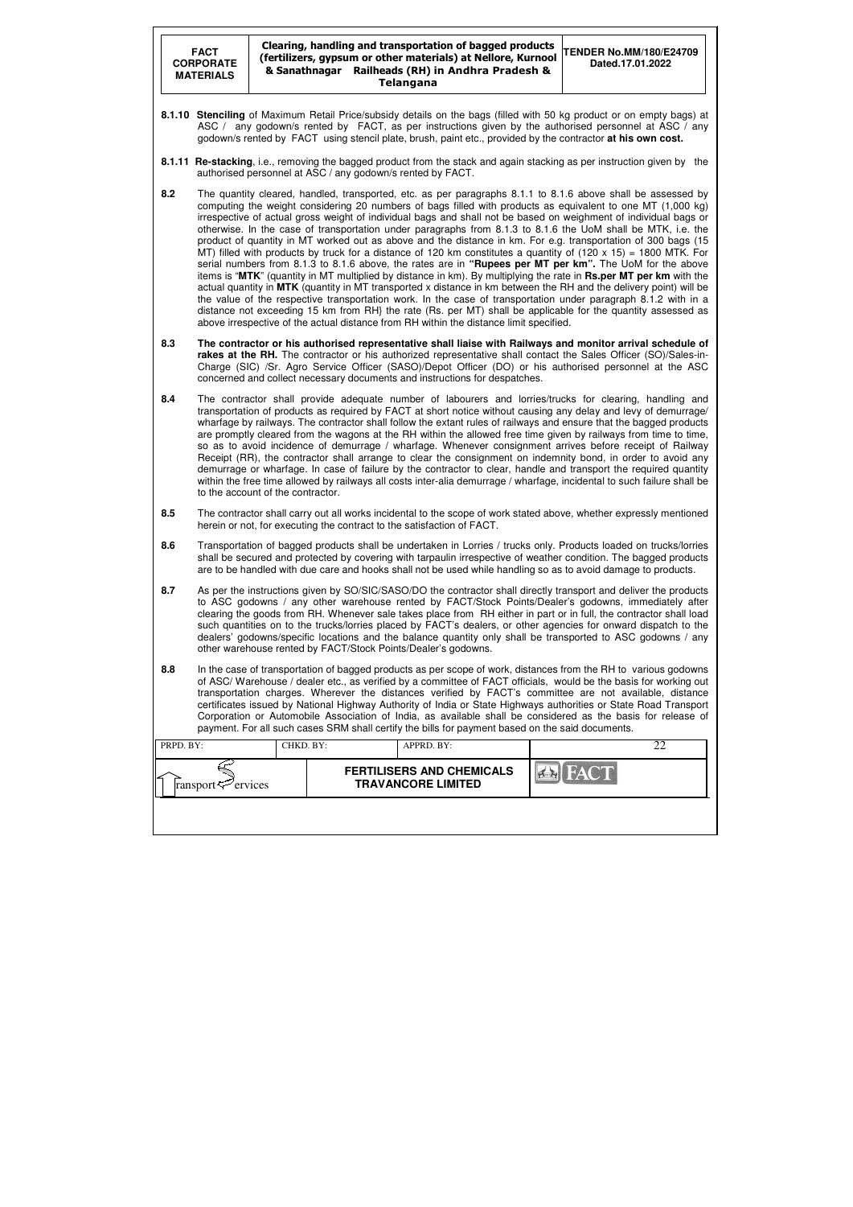**8.1.10 Stenciling** of Maximum Retail Price/subsidy details on the bags (filled with 50 kg product or on empty bags) at ASC / any godown/s rented by FACT, as per instructions given by the authorised personnel at ASC / any godown/s rented by FACT using stencil plate, brush, paint etc., provided by the contractor **at his own cost.**

**8.1.11 Re-stacking**, i.e., removing the bagged product from the stack and again stacking as per instruction given by the authorised personnel at ASC / any godown/s rented by FACT.

**8.2** The quantity cleared, handled, transported, etc. as per paragraphs 8.1.1 to 8.1.6 above shall be assessed by computing the weight considering 20 numbers of bags filled with products as equivalent to one MT (1,000 kg) irrespective of actual gross weight of individual bags and shall not be based on weighment of individual bags or otherwise. In the case of transportation under paragraphs from 8.1.3 to 8.1.6 the UoM shall be MTK, i.e. the product of quantity in MT worked out as above and the distance in km. For e.g. transportation of 300 bags (15 MT) filled with products by truck for a distance of 120 km constitutes a quantity of (120 x 15) = 1800 MTK. For serial numbers from 8.1.3 to 8.1.6 above, the rates are in **"Rupees per MT per km".** The UoM for the above items is "**MTK**" (quantity in MT multiplied by distance in km). By multiplying the rate in **Rs.per MT per km** with the actual quantity in **MTK** (quantity in MT transported x distance in km between the RH and the delivery point) will be the value of the respective transportation work. In the case of transportation under paragraph 8.1.2 with in a distance not exceeding 15 km from RH} the rate (Rs. per MT) shall be applicable for the quantity assessed as above irrespective of the actual distance from RH within the distance limit specified.

**8.3** **The contractor or his authorised representative shall liaise with Railways and monitor arrival schedule of rakes at the RH.** The contractor or his authorized representative shall contact the Sales Officer (SO)/Sales-in-Charge (SIC) /Sr. Agro Service Officer (SASO)/Depot Officer (DO) or his authorised personnel at the ASC concerned and collect necessary documents and instructions for despatches.

**8.4** The contractor shall provide adequate number of labourers and lorries/trucks for clearing, handling and transportation of products as required by FACT at short notice without causing any delay and levy of demurrage/ wharfage by railways. The contractor shall follow the extant rules of railways and ensure that the bagged products are promptly cleared from the wagons at the RH within the allowed free time given by railways from time to time, so as to avoid incidence of demurrage / wharfage. Whenever consignment arrives before receipt of Railway Receipt (RR), the contractor shall arrange to clear the consignment on indemnity bond, in order to avoid any demurrage or wharfage. In case of failure by the contractor to clear, handle and transport the required quantity within the free time allowed by railways all costs inter-alia demurrage / wharfage, incidental to such failure shall be to the account of the contractor.

**8.5** The contractor shall carry out all works incidental to the scope of work stated above, whether expressly mentioned herein or not, for executing the contract to the satisfaction of FACT.

**8.6** Transportation of bagged products shall be undertaken in Lorries / trucks only. Products loaded on trucks/lorries shall be secured and protected by covering with tarpaulin irrespective of weather condition. The bagged products are to be handled with due care and hooks shall not be used while handling so as to avoid damage to products.

**8.7** As per the instructions given by SO/SIC/SASO/DO the contractor shall directly transport and deliver the products to ASC godowns / any other warehouse rented by FACT/Stock Points/Dealer's godowns, immediately after clearing the goods from RH. Whenever sale takes place from RH either in part or in full, the contractor shall load such quantities on to the trucks/lorries placed by FACT's dealers, or other agencies for onward dispatch to the dealers' godowns/specific locations and the balance quantity only shall be transported to ASC godowns / any other warehouse rented by FACT/Stock Points/Dealer's godowns.

**8.8** In the case of transportation of bagged products as per scope of work, distances from the RH to various godowns of ASC/ Warehouse / dealer etc., as verified by a committee of FACT officials, would be the basis for working out transportation charges. Wherever the distances verified by FACT's committee are not available, distance certificates issued by National Highway Authority of India or State Highways authorities or State Road Transport Corporation or Automobile Association of India, as available shall be considered as the basis for release of payment. For all such cases SRM shall certify the bills for payment based on the said documents.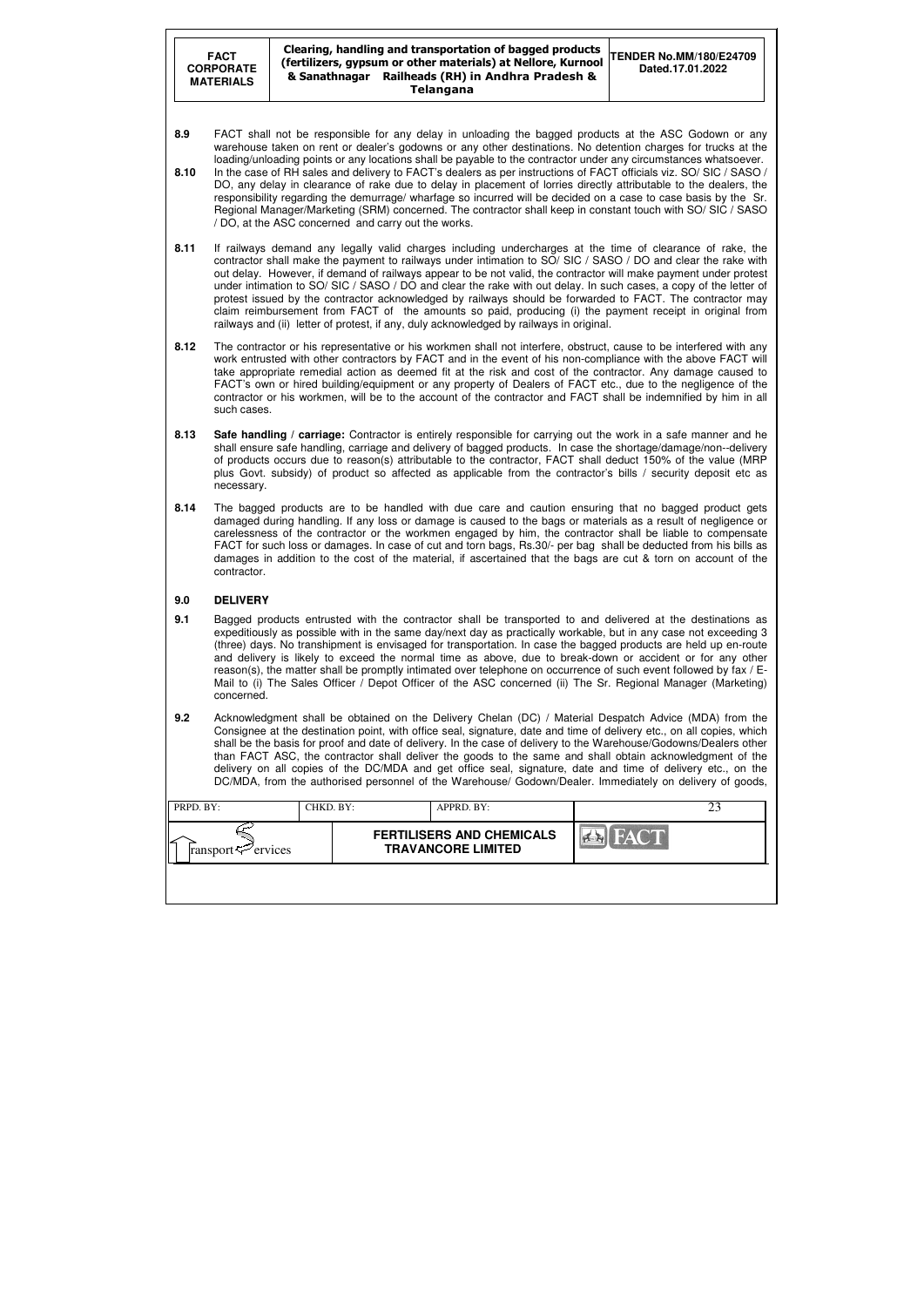**8.9** FACT shall not be responsible for any delay in unloading the bagged products at the ASC Godown or any warehouse taken on rent or dealer's godowns or any other destinations. No detention charges for trucks at the loading/unloading points or any locations shall be payable to the contractor under any circumstances whatsoever.

**8.10** In the case of RH sales and delivery to FACT's dealers as per instructions of FACT officials viz. SO/ SIC / SASO / DO, any delay in clearance of rake due to delay in placement of lorries directly attributable to the dealers, the responsibility regarding the demurrage/ wharfage so incurred will be decided on a case to case basis by the Sr. Regional Manager/Marketing (SRM) concerned. The contractor shall keep in constant touch with SO/ SIC / SASO / DO, at the ASC concerned and carry out the works.

**8.11** If railways demand any legally valid charges including undercharges at the time of clearance of rake, the contractor shall make the payment to railways under intimation to SO/ SIC / SASO / DO and clear the rake with out delay. However, if demand of railways appear to be not valid, the contractor will make payment under protest under intimation to SO/ SIC / SASO / DO and clear the rake with out delay. In such cases, a copy of the letter of protest issued by the contractor acknowledged by railways should be forwarded to FACT. The contractor may claim reimbursement from FACT of the amounts so paid, producing (i) the payment receipt in original from railways and (ii) letter of protest, if any, duly acknowledged by railways in original.

**8.12** The contractor or his representative or his workmen shall not interfere, obstruct, cause to be interfered with any work entrusted with other contractors by FACT and in the event of his non-compliance with the above FACT will take appropriate remedial action as deemed fit at the risk and cost of the contractor. Any damage caused to FACT's own or hired building/equipment or any property of Dealers of FACT etc., due to the negligence of the contractor or his workmen, will be to the account of the contractor and FACT shall be indemnified by him in all such cases.

**8.13** **Safe handling / carriage:** Contractor is entirely responsible for carrying out the work in a safe manner and he shall ensure safe handling, carriage and delivery of bagged products. In case the shortage/damage/non--delivery of products occurs due to reason(s) attributable to the contractor, FACT shall deduct 150% of the value (MRP plus Govt. subsidy) of product so affected as applicable from the contractor's bills / security deposit etc as necessary.

**8.14** The bagged products are to be handled with due care and caution ensuring that no bagged product gets damaged during handling. If any loss or damage is caused to the bags or materials as a result of negligence or carelessness of the contractor or the workmen engaged by him, the contractor shall be liable to compensate FACT for such loss or damages. In case of cut and torn bags, Rs.30/- per bag shall be deducted from his bills as damages in addition to the cost of the material, if ascertained that the bags are cut & torn on account of the contractor.

## 9.0 DELIVERY

**9.1** Bagged products entrusted with the contractor shall be transported to and delivered at the destinations as expeditiously as possible with in the same day/next day as practically workable, but in any case not exceeding 3 (three) days. No transhipment is envisaged for transportation. In case the bagged products are held up en-route and delivery is likely to exceed the normal time as above, due to break-down or accident or for any other reason(s), the matter shall be promptly intimated over telephone on occurrence of such event followed by fax / E-Mail to (i) The Sales Officer / Depot Officer of the ASC concerned (ii) The Sr. Regional Manager (Marketing) concerned.

**9.2** Acknowledgment shall be obtained on the Delivery Chelan (DC) / Material Despatch Advice (MDA) from the Consignee at the destination point, with office seal, signature, date and time of delivery etc., on all copies, which shall be the basis for proof and date of delivery. In the case of delivery to the Warehouse/Godowns/Dealers other than FACT ASC, the contractor shall deliver the goods to the same and shall obtain acknowledgment of the delivery on all copies of the DC/MDA and get office seal, signature, date and time of delivery etc., on the DC/MDA, from the authorised personnel of the Warehouse/ Godown/Dealer. Immediately on delivery of goods,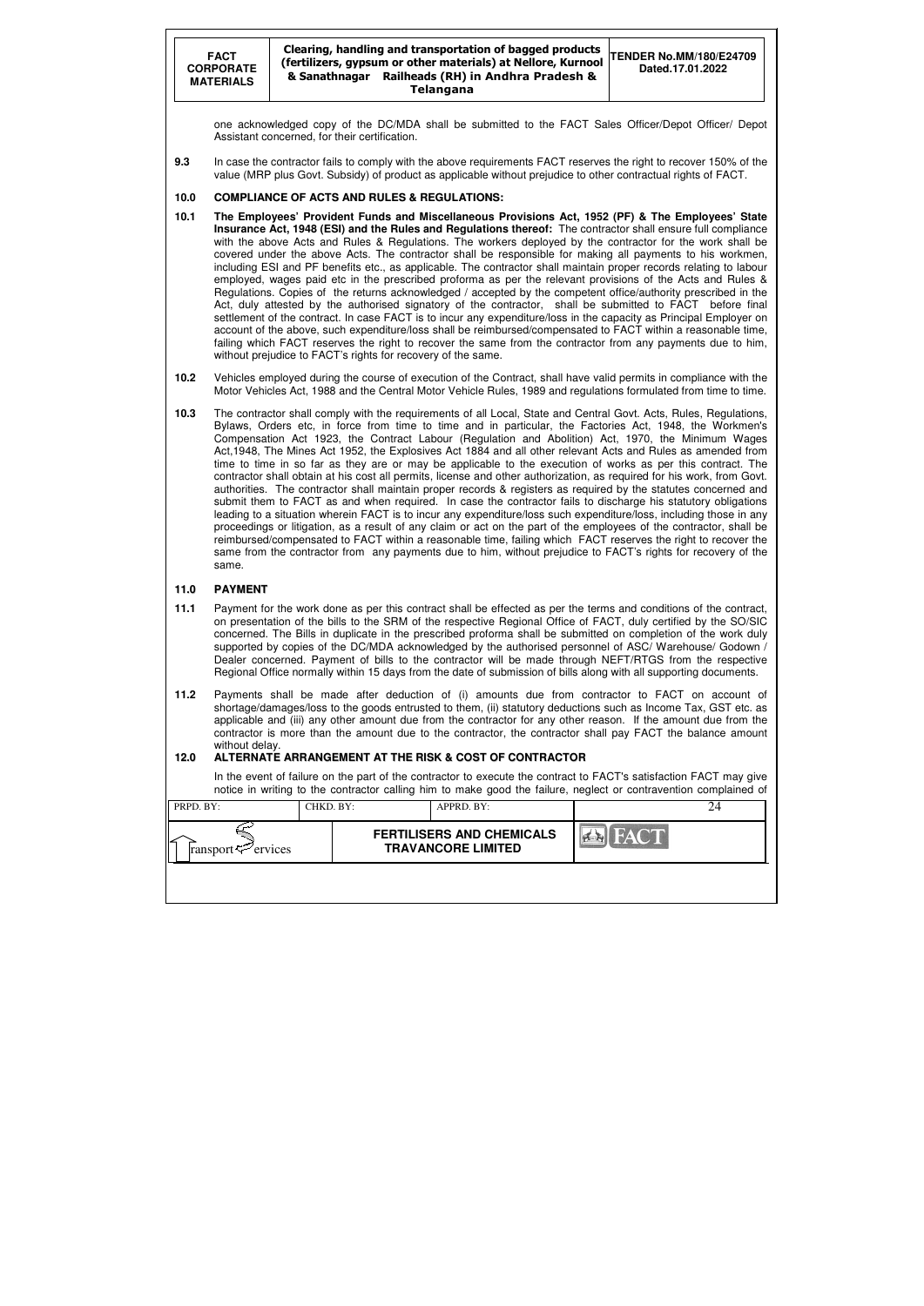one acknowledged copy of the DC/MDA shall be submitted to the FACT Sales Officer/Depot Officer/ Depot Assistant concerned, for their certification.

**9.3** In case the contractor fails to comply with the above requirements FACT reserves the right to recover 150% of the value (MRP plus Govt. Subsidy) of product as applicable without prejudice to other contractual rights of FACT.

## 10.0 COMPLIANCE OF ACTS AND RULES & REGULATIONS:

**10.1** **The Employees' Provident Funds and Miscellaneous Provisions Act, 1952 (PF) & The Employees' State Insurance Act, 1948 (ESI) and the Rules and Regulations thereof:** The contractor shall ensure full compliance with the above Acts and Rules & Regulations. The workers deployed by the contractor for the work shall be covered under the above Acts. The contractor shall be responsible for making all payments to his workmen, including ESI and PF benefits etc., as applicable. The contractor shall maintain proper records relating to labour employed, wages paid etc in the prescribed proforma as per the relevant provisions of the Acts and Rules & Regulations. Copies of the returns acknowledged / accepted by the competent office/authority prescribed in the Act, duly attested by the authorised signatory of the contractor, shall be submitted to FACT before final settlement of the contract. In case FACT is to incur any expenditure/loss in the capacity as Principal Employer on account of the above, such expenditure/loss shall be reimbursed/compensated to FACT within a reasonable time, failing which FACT reserves the right to recover the same from the contractor from any payments due to him, without prejudice to FACT's rights for recovery of the same.

**10.2** Vehicles employed during the course of execution of the Contract, shall have valid permits in compliance with the Motor Vehicles Act, 1988 and the Central Motor Vehicle Rules, 1989 and regulations formulated from time to time.

**10.3** The contractor shall comply with the requirements of all Local, State and Central Govt. Acts, Rules, Regulations, Bylaws, Orders etc, in force from time to time and in particular, the Factories Act, 1948, the Workmen's Compensation Act 1923, the Contract Labour (Regulation and Abolition) Act, 1970, the Minimum Wages Act,1948, The Mines Act 1952, the Explosives Act 1884 and all other relevant Acts and Rules as amended from time to time in so far as they are or may be applicable to the execution of works as per this contract. The contractor shall obtain at his cost all permits, license and other authorization, as required for his work, from Govt. authorities. The contractor shall maintain proper records & registers as required by the statutes concerned and submit them to FACT as and when required. In case the contractor fails to discharge his statutory obligations leading to a situation wherein FACT is to incur any expenditure/loss such expenditure/loss, including those in any proceedings or litigation, as a result of any claim or act on the part of the employees of the contractor, shall be reimbursed/compensated to FACT within a reasonable time, failing which FACT reserves the right to recover the same from the contractor from any payments due to him, without prejudice to FACT's rights for recovery of the same.

## 11.0 PAYMENT

**11.1** Payment for the work done as per this contract shall be effected as per the terms and conditions of the contract, on presentation of the bills to the SRM of the respective Regional Office of FACT, duly certified by the SO/SIC concerned. The Bills in duplicate in the prescribed proforma shall be submitted on completion of the work duly supported by copies of the DC/MDA acknowledged by the authorised personnel of ASC/ Warehouse/ Godown / Dealer concerned. Payment of bills to the contractor will be made through NEFT/RTGS from the respective Regional Office normally within 15 days from the date of submission of bills along with all supporting documents.

**11.2** Payments shall be made after deduction of (i) amounts due from contractor to FACT on account of shortage/damages/loss to the goods entrusted to them, (ii) statutory deductions such as Income Tax, GST etc. as applicable and (iii) any other amount due from the contractor for any other reason. If the amount due from the contractor is more than the amount due to the contractor, the contractor shall pay FACT the balance amount without delay.

## 12.0 ALTERNATE ARRANGEMENT AT THE RISK & COST OF CONTRACTOR

In the event of failure on the part of the contractor to execute the contract to FACT's satisfaction FACT may give notice in writing to the contractor calling him to make good the failure, neglect or contravention complained of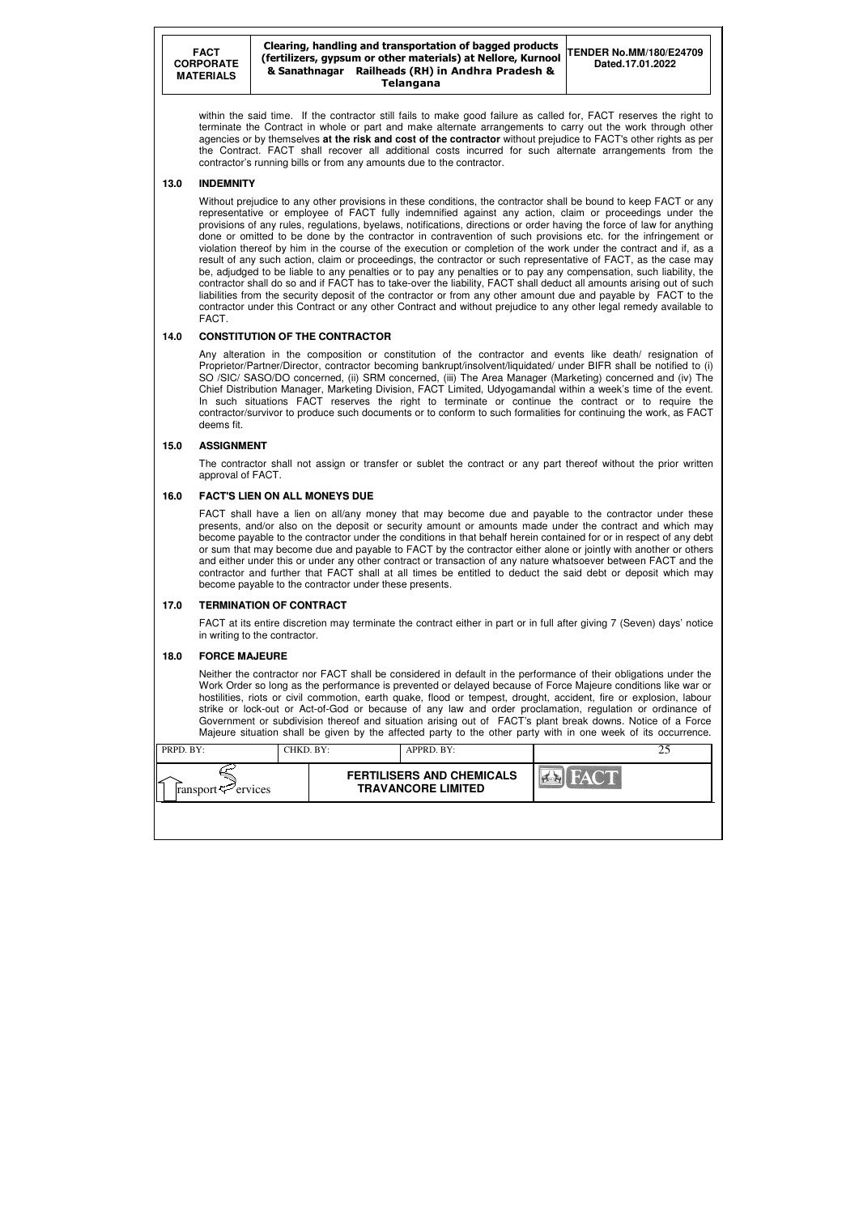within the said time. If the contractor still fails to make good failure as called for, FACT reserves the right to terminate the Contract in whole or part and make alternate arrangements to carry out the work through other agencies or by themselves **at the risk and cost of the contractor** without prejudice to FACT's other rights as per the Contract. FACT shall recover all additional costs incurred for such alternate arrangements from the contractor's running bills or from any amounts due to the contractor.

## 13.0 INDEMNITY

Without prejudice to any other provisions in these conditions, the contractor shall be bound to keep FACT or any representative or employee of FACT fully indemnified against any action, claim or proceedings under the provisions of any rules, regulations, byelaws, notifications, directions or order having the force of law for anything done or omitted to be done by the contractor in contravention of such provisions etc. for the infringement or violation thereof by him in the course of the execution or completion of the work under the contract and if, as a result of any such action, claim or proceedings, the contractor or such representative of FACT, as the case may be, adjudged to be liable to any penalties or to pay any penalties or to pay any compensation, such liability, the contractor shall do so and if FACT has to take-over the liability, FACT shall deduct all amounts arising out of such liabilities from the security deposit of the contractor or from any other amount due and payable by FACT to the contractor under this Contract or any other Contract and without prejudice to any other legal remedy available to FACT.

## 14.0 CONSTITUTION OF THE CONTRACTOR

Any alteration in the composition or constitution of the contractor and events like death/ resignation of Proprietor/Partner/Director, contractor becoming bankrupt/insolvent/liquidated/ under BIFR shall be notified to (i) SO /SIC/ SASO/DO concerned, (ii) SRM concerned, (iii) The Area Manager (Marketing) concerned and (iv) The Chief Distribution Manager, Marketing Division, FACT Limited, Udyogamandal within a week's time of the event. In such situations FACT reserves the right to terminate or continue the contract or to require the contractor/survivor to produce such documents or to conform to such formalities for continuing the work, as FACT deems fit.

## 15.0 ASSIGNMENT

The contractor shall not assign or transfer or sublet the contract or any part thereof without the prior written approval of FACT.

## 16.0 FACT'S LIEN ON ALL MONEYS DUE

FACT shall have a lien on all/any money that may become due and payable to the contractor under these presents, and/or also on the deposit or security amount or amounts made under the contract and which may become payable to the contractor under the conditions in that behalf herein contained for or in respect of any debt or sum that may become due and payable to FACT by the contractor either alone or jointly with another or others and either under this or under any other contract or transaction of any nature whatsoever between FACT and the contractor and further that FACT shall at all times be entitled to deduct the said debt or deposit which may become payable to the contractor under these presents.

## 17.0 TERMINATION OF CONTRACT

FACT at its entire discretion may terminate the contract either in part or in full after giving 7 (Seven) days' notice in writing to the contractor.

## 18.0 FORCE MAJEURE

Neither the contractor nor FACT shall be considered in default in the performance of their obligations under the Work Order so long as the performance is prevented or delayed because of Force Majeure conditions like war or hostilities, riots or civil commotion, earth quake, flood or tempest, drought, accident, fire or explosion, labour strike or lock-out or Act-of-God or because of any law and order proclamation, regulation or ordinance of Government or subdivision thereof and situation arising out of FACT's plant break downs. Notice of a Force Majeure situation shall be given by the affected party to the other party with in one week of its occurrence.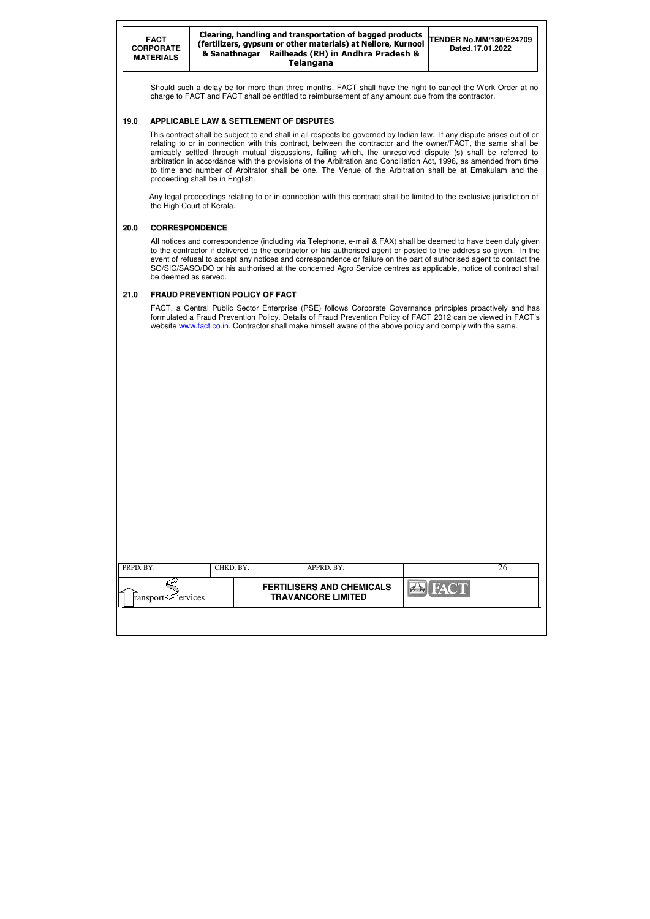Should such a delay be for more than three months, FACT shall have the right to cancel the Work Order at no charge to FACT and FACT shall be entitled to reimbursement of any amount due from the contractor.

## 19.0 APPLICABLE LAW & SETTLEMENT OF DISPUTES

This contract shall be subject to and shall in all respects be governed by Indian law. If any dispute arises out of or relating to or in connection with this contract, between the contractor and the owner/FACT, the same shall be amicably settled through mutual discussions, failing which, the unresolved dispute (s) shall be referred to arbitration in accordance with the provisions of the Arbitration and Conciliation Act, 1996, as amended from time to time and number of Arbitrator shall be one. The Venue of the Arbitration shall be at Ernakulam and the proceeding shall be in English.

Any legal proceedings relating to or in connection with this contract shall be limited to the exclusive jurisdiction of the High Court of Kerala.

## 20.0 CORRESPONDENCE

All notices and correspondence (including via Telephone, e-mail & FAX) shall be deemed to have been duly given to the contractor if delivered to the contractor or his authorised agent or posted to the address so given. In the event of refusal to accept any notices and correspondence or failure on the part of authorised agent to contact the SO/SIC/SASO/DO or his authorised at the concerned Agro Service centres as applicable, notice of contract shall be deemed as served.

## 21.0 FRAUD PREVENTION POLICY OF FACT

FACT, a Central Public Sector Enterprise (PSE) follows Corporate Governance principles proactively and has formulated a Fraud Prevention Policy. Details of Fraud Prevention Policy of FACT 2012 can be viewed in FACT's website www.fact.co.in. Contractor shall make himself aware of the above policy and comply with the same.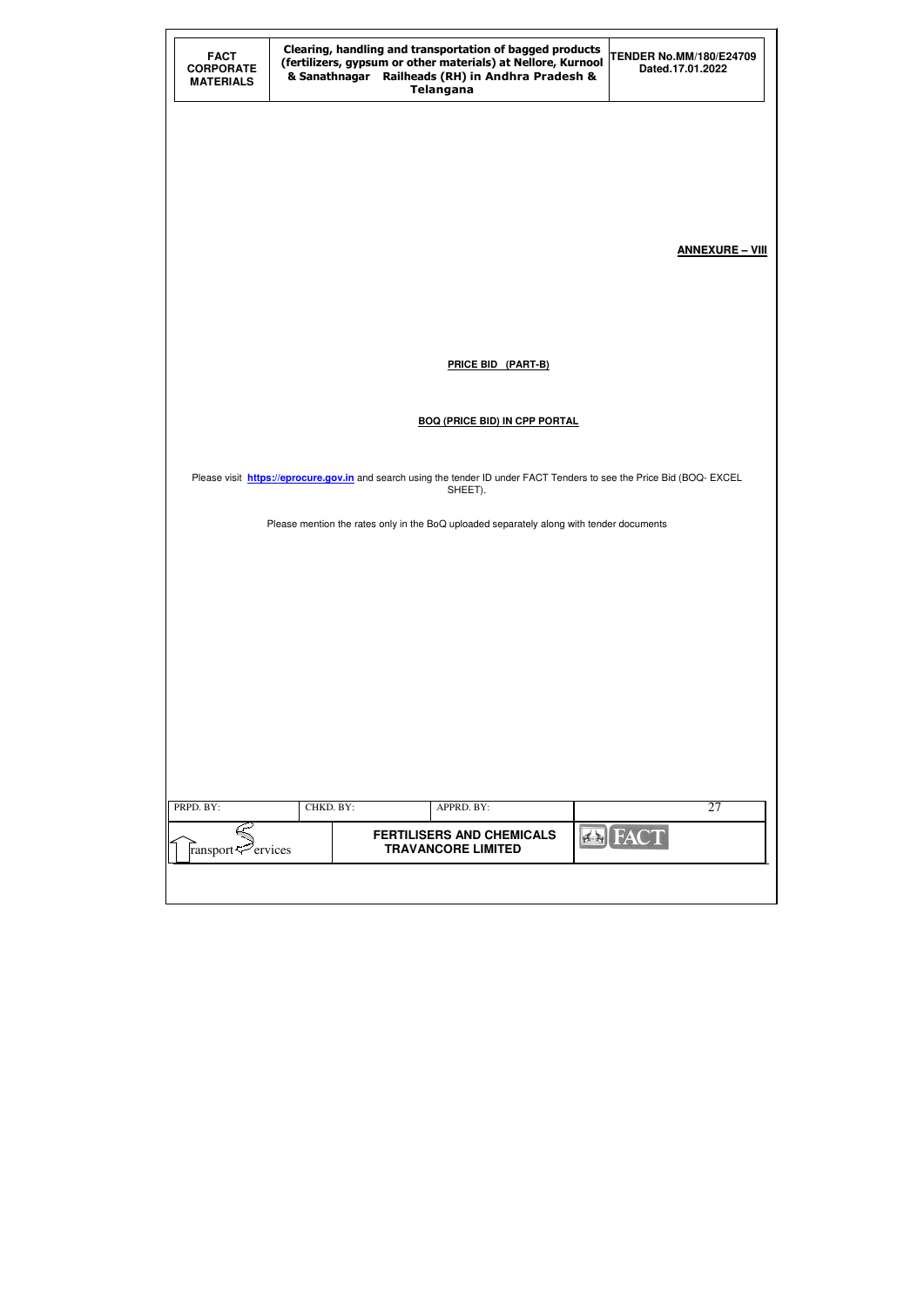**ANNEXURE – VIII**

**PRICE BID (PART-B)**

**BOQ (PRICE BID) IN CPP PORTAL**

Please visit **https://eprocure.gov.in** and search using the tender ID under FACT Tenders to see the Price Bid (BOQ- EXCEL SHEET).

Please mention the rates only in the BoQ uploaded separately along with tender documents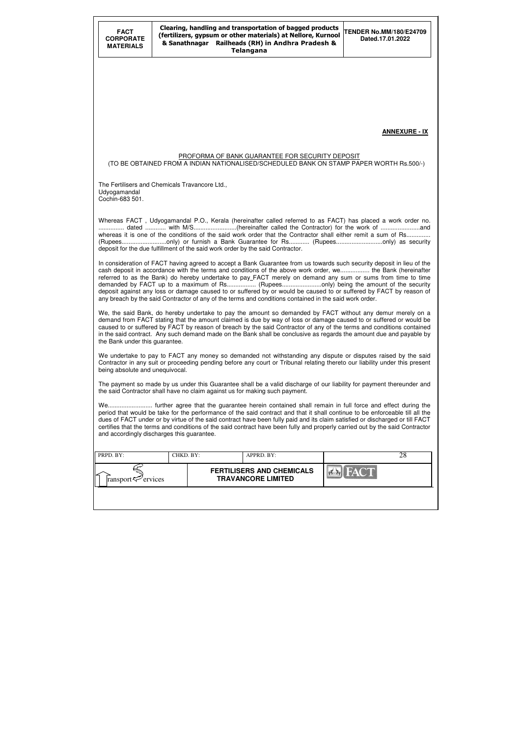**ANNEXURE - IX**

PROFORMA OF BANK GUARANTEE FOR SECURITY DEPOSIT
(TO BE OBTAINED FROM A INDIAN NATIONALISED/SCHEDULED BANK ON STAMP PAPER WORTH Rs.500/-)

The Fertilisers and Chemicals Travancore Ltd.,
Udyogamandal
Cochin-683 501.

Whereas FACT , Udyogamandal P.O., Kerala (hereinafter called referred to as FACT) has placed a work order no. ............... dated ............ with M/S.........................(hereinafter called the Contractor) for the work of .......................and whereas it is one of the conditions of the said work order that the Contractor shall either remit a sum of Rs............. (Rupees..........................only) or furnish a Bank Guarantee for Rs............ (Rupees...........................only) as security deposit for the due fulfillment of the said work order by the said Contractor.

In consideration of FACT having agreed to accept a Bank Guarantee from us towards such security deposit in lieu of the cash deposit in accordance with the terms and conditions of the above work order, we................. the Bank (hereinafter referred to as the Bank) do hereby undertake to pay_FACT merely on demand any sum or sums from time to time demanded by FACT up to a maximum of Rs................. (Rupees.......................only) being the amount of the security deposit against any loss or damage caused to or suffered by or would be caused to or suffered by FACT by reason of any breach by the said Contractor of any of the terms and conditions contained in the said work order.

We, the said Bank, do hereby undertake to pay the amount so demanded by FACT without any demur merely on a demand from FACT stating that the amount claimed is due by way of loss or damage caused to or suffered or would be caused to or suffered by FACT by reason of breach by the said Contractor of any of the terms and conditions contained in the said contract. Any such demand made on the Bank shall be conclusive as regards the amount due and payable by the Bank under this guarantee.

We undertake to pay to FACT any money so demanded not withstanding any dispute or disputes raised by the said Contractor in any suit or proceeding pending before any court or Tribunal relating thereto our liability under this present being absolute and unequivocal.

The payment so made by us under this Guarantee shall be a valid discharge of our liability for payment thereunder and the said Contractor shall have no claim against us for making such payment.

We.......................... further agree that the guarantee herein contained shall remain in full force and effect during the period that would be take for the performance of the said contract and that it shall continue to be enforceable till all the dues of FACT under or by virtue of the said contract have been fully paid and its claim satisfied or discharged or till FACT certifies that the terms and conditions of the said contract have been fully and properly carried out by the said Contractor and accordingly discharges this guarantee.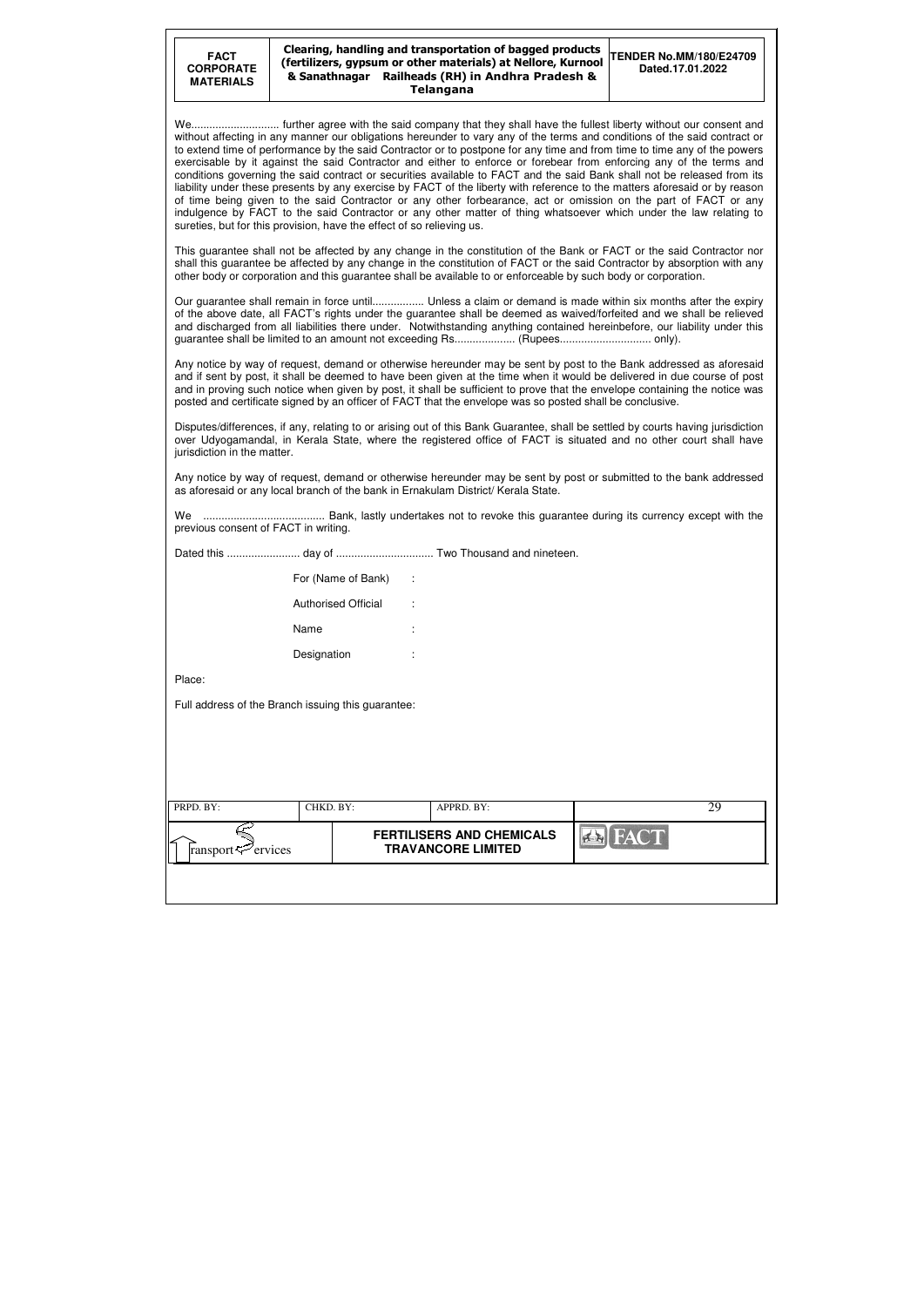We............................ further agree with the said company that they shall have the fullest liberty without our consent and without affecting in any manner our obligations hereunder to vary any of the terms and conditions of the said contract or to extend time of performance by the said Contractor or to postpone for any time and from time to time any of the powers exercisable by it against the said Contractor and either to enforce or forebear from enforcing any of the terms and conditions governing the said contract or securities available to FACT and the said Bank shall not be released from its liability under these presents by any exercise by FACT of the liberty with reference to the matters aforesaid or by reason of time being given to the said Contractor or any other forbearance, act or omission on the part of FACT or any indulgence by FACT to the said Contractor or any other matter of thing whatsoever which under the law relating to sureties, but for this provision, have the effect of so relieving us.

This guarantee shall not be affected by any change in the constitution of the Bank or FACT or the said Contractor nor shall this guarantee be affected by any change in the constitution of FACT or the said Contractor by absorption with any other body or corporation and this guarantee shall be available to or enforceable by such body or corporation.

Our guarantee shall remain in force until................. Unless a claim or demand is made within six months after the expiry of the above date, all FACT's rights under the guarantee shall be deemed as waived/forfeited and we shall be relieved and discharged from all liabilities there under. Notwithstanding anything contained hereinbefore, our liability under this guarantee shall be limited to an amount not exceeding Rs.................... (Rupees.............................. only).

Any notice by way of request, demand or otherwise hereunder may be sent by post to the Bank addressed as aforesaid and if sent by post, it shall be deemed to have been given at the time when it would be delivered in due course of post and in proving such notice when given by post, it shall be sufficient to prove that the envelope containing the notice was posted and certificate signed by an officer of FACT that the envelope was so posted shall be conclusive.

Disputes/differences, if any, relating to or arising out of this Bank Guarantee, shall be settled by courts having jurisdiction over Udyogamandal, in Kerala State, where the registered office of FACT is situated and no other court shall have jurisdiction in the matter.

Any notice by way of request, demand or otherwise hereunder may be sent by post or submitted to the bank addressed as aforesaid or any local branch of the bank in Ernakulam District/ Kerala State.

We ........................................ Bank, lastly undertakes not to revoke this guarantee during its currency except with the previous consent of FACT in writing.

Dated this ........................ day of ................................ Two Thousand and nineteen.

For (Name of Bank) :

Authorised Official :

Name :

Designation :

Place:

Full address of the Branch issuing this guarantee: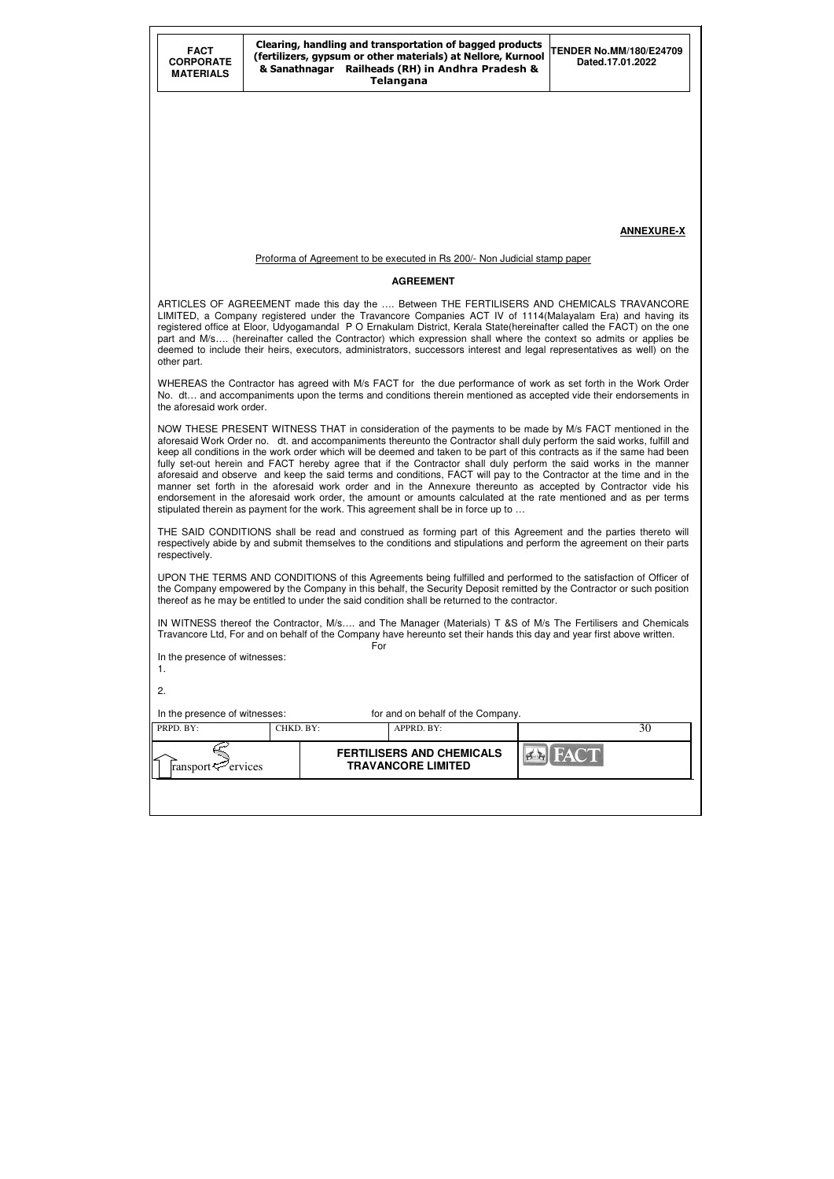**ANNEXURE-X**

Proforma of Agreement to be executed in Rs 200/- Non Judicial stamp paper

**AGREEMENT**

ARTICLES OF AGREEMENT made this day the …. Between THE FERTILISERS AND CHEMICALS TRAVANCORE LIMITED, a Company registered under the Travancore Companies ACT IV of 1114(Malayalam Era) and having its registered office at Eloor, Udyogamandal P O Ernakulam District, Kerala State(hereinafter called the FACT) on the one part and M/s…. (hereinafter called the Contractor) which expression shall where the context so admits or applies be deemed to include their heirs, executors, administrators, successors interest and legal representatives as well) on the other part.

WHEREAS the Contractor has agreed with M/s FACT for the due performance of work as set forth in the Work Order No. dt… and accompaniments upon the terms and conditions therein mentioned as accepted vide their endorsements in the aforesaid work order.

NOW THESE PRESENT WITNESS THAT in consideration of the payments to be made by M/s FACT mentioned in the aforesaid Work Order no. dt. and accompaniments thereunto the Contractor shall duly perform the said works, fulfill and keep all conditions in the work order which will be deemed and taken to be part of this contracts as if the same had been fully set-out herein and FACT hereby agree that if the Contractor shall duly perform the said works in the manner aforesaid and observe and keep the said terms and conditions, FACT will pay to the Contractor at the time and in the manner set forth in the aforesaid work order and in the Annexure thereunto as accepted by Contractor vide his endorsement in the aforesaid work order, the amount or amounts calculated at the rate mentioned and as per terms stipulated therein as payment for the work. This agreement shall be in force up to …

THE SAID CONDITIONS shall be read and construed as forming part of this Agreement and the parties thereto will respectively abide by and submit themselves to the conditions and stipulations and perform the agreement on their parts respectively.

UPON THE TERMS AND CONDITIONS of this Agreements being fulfilled and performed to the satisfaction of Officer of the Company empowered by the Company in this behalf, the Security Deposit remitted by the Contractor or such position thereof as he may be entitled to under the said condition shall be returned to the contractor.

IN WITNESS thereof the Contractor, M/s…. and The Manager (Materials) T &S of M/s The Fertilisers and Chemicals Travancore Ltd, For and on behalf of the Company have hereunto set their hands this day and year first above written.

For

In the presence of witnesses:

1.

2.

In the presence of witnesses: for and on behalf of the Company.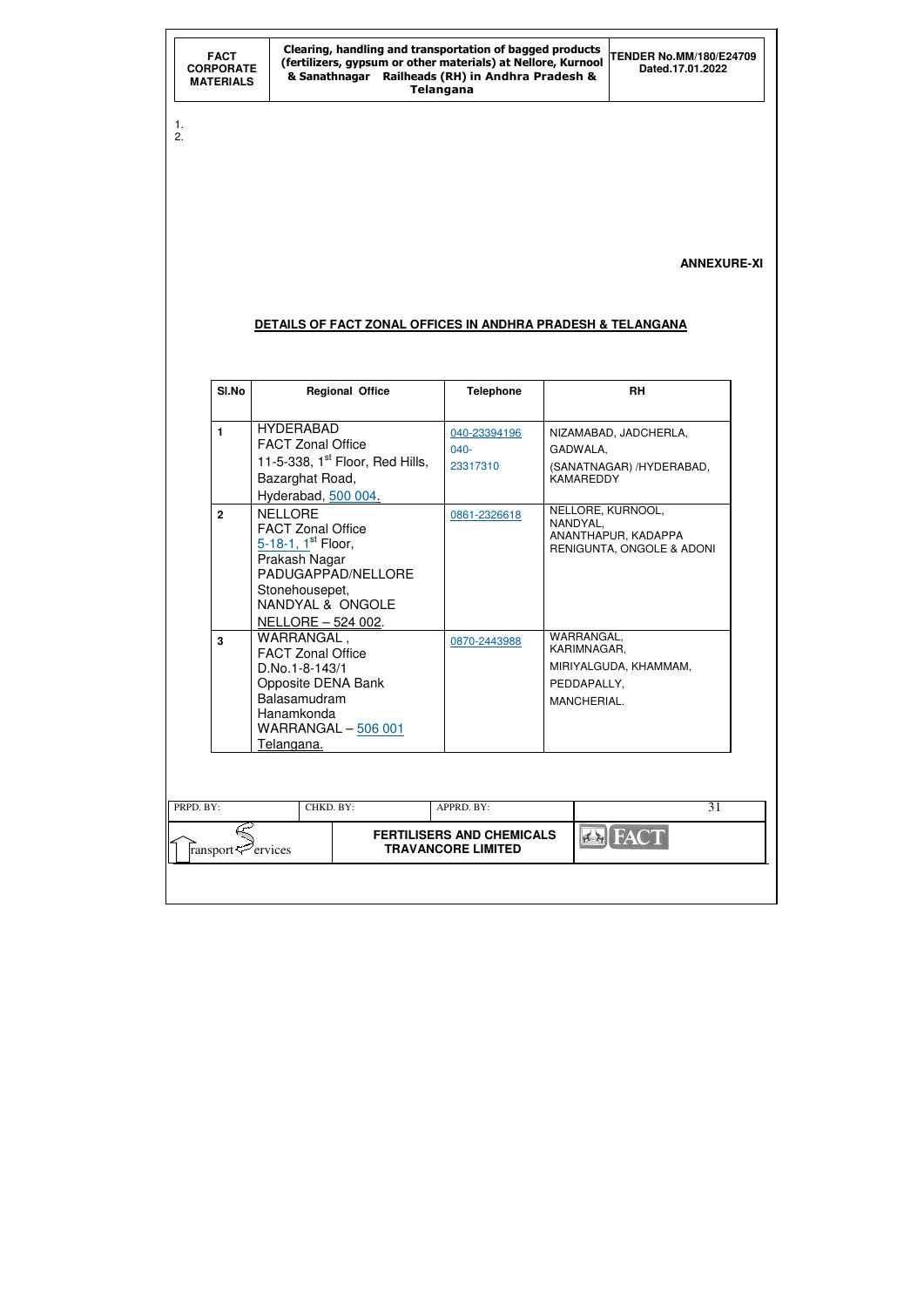1.
2.

**ANNEXURE-XI**

## DETAILS OF FACT ZONAL OFFICES IN ANDHRA PRADESH & TELANGANA

| Sl.No | Regional Office | Telephone | RH |
|---|---|---|---|
| 1 | HYDERABAD<br>FACT Zonal Office<br>11-5-338, 1st Floor, Red Hills, Bazarghat Road,<br>Hyderabad, 500 004. | 040-23394196<br>040-23317310 | NIZAMABAD, JADCHERLA, GADWALA,<br>(SANATNAGAR) /HYDERABAD, KAMAREDDY |
| 2 | NELLORE<br>FACT Zonal Office<br>5-18-1, 1st Floor,<br>Prakash Nagar<br>PADUGAPPAD/NELLORE<br>Stonehousepet,<br>NANDYAL & ONGOLE<br>NELLORE – 524 002. | 0861-2326618 | NELLORE, KURNOOL, NANDYAL,<br>ANANTHAPUR, KADAPPA<br>RENIGUNTA, ONGOLE & ADONI |
| 3 | WARRANGAL ,<br>FACT Zonal Office<br>D.No.1-8-143/1<br>Opposite DENA Bank<br>Balasamudram<br>Hanamkonda<br>WARRANGAL – 506 001<br>Telangana. | 0870-2443988 | WARRANGAL, KARIMNAGAR,<br>MIRIYALGUDA, KHAMMAM,<br>PEDDAPALLY,<br>MANCHERIAL. |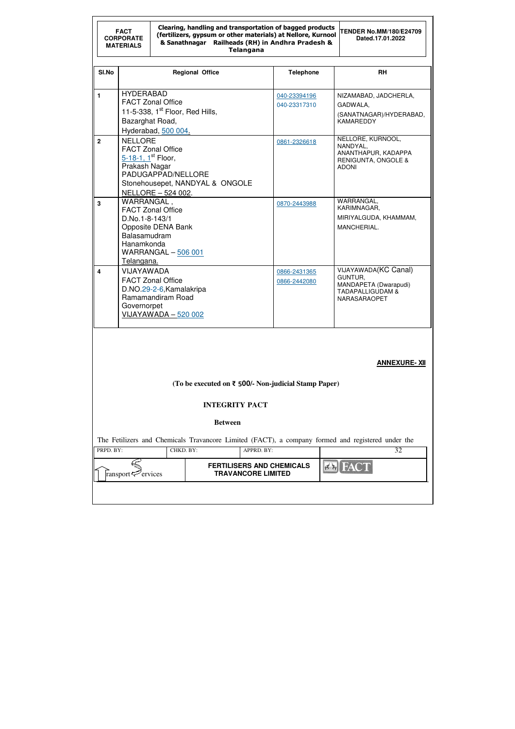| Sl.No | Regional Office | Telephone | RH |
|---|---|---|---|
| 1 | HYDERABAD<br>FACT Zonal Office<br>11-5-338, 1st Floor, Red Hills,<br>Bazarghat Road,<br>Hyderabad, 500 004. | 040-23394196<br>040-23317310 | NIZAMABAD, JADCHERLA, GADWALA,<br>(SANATNAGAR)/HYDERABAD, KAMAREDDY |
| 2 | NELLORE<br>FACT Zonal Office<br>5-18-1, 1st Floor,<br>Prakash Nagar<br>PADUGAPPAD/NELLORE<br>Stonehousepet, NANDYAL & ONGOLE<br>NELLORE – 524 002. | 0861-2326618 | NELLORE, KURNOOL, NANDYAL, ANANTHAPUR, KADAPPA RENIGUNTA, ONGOLE & ADONI |
| 3 | WARRANGAL ,<br>FACT Zonal Office<br>D.No.1-8-143/1<br>Opposite DENA Bank<br>Balasamudram<br>Hanamkonda<br>WARRANGAL – 506 001<br>Telangana. | 0870-2443988 | WARRANGAL, KARIMNAGAR,<br>MIRIYALGUDA, KHAMMAM,<br>MANCHERIAL. |
| 4 | VIJAYAWADA<br>FACT Zonal Office<br>D.NO.29-2-6,Kamalakripa<br>Ramamandiram Road<br>Governorpet<br>VIJAYAWADA – 520 002 | 0866-2431365<br>0866-2442080 | VIJAYAWADA(KC Canal)<br>GUNTUR,<br>MANDAPETA (Dwarapudi)<br>TADAPALLIGUDAM &<br>NARASARAOPET |

**ANNEXURE- XII**

**(To be executed on ₹ 500/- Non-judicial Stamp Paper)**

**INTEGRITY PACT**

**Between**

The Fetilizers and Chemicals Travancore Limited (FACT), a company formed and registered under the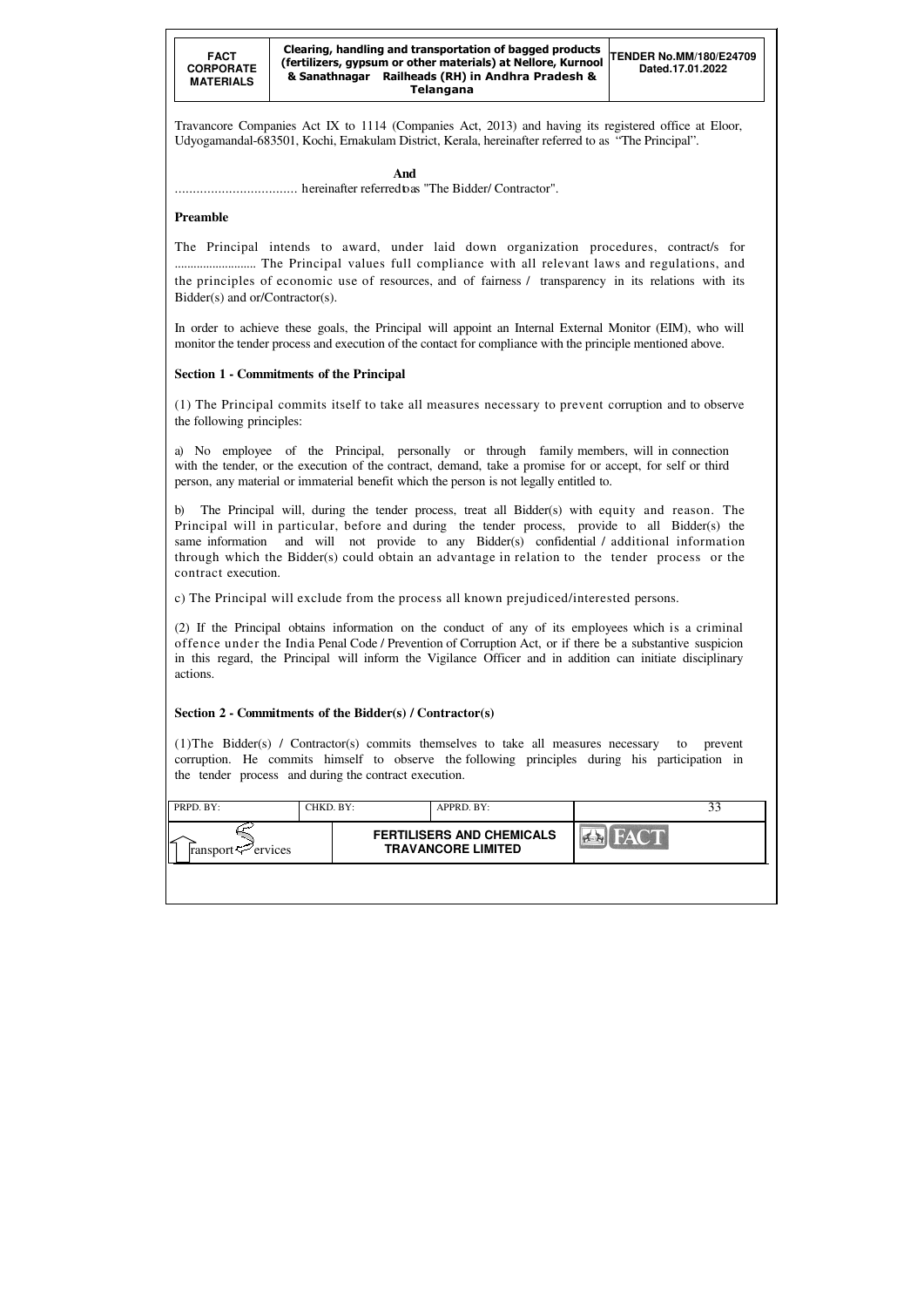Travancore Companies Act IX to 1114 (Companies Act, 2013) and having its registered office at Eloor, Udyogamandal-683501, Kochi, Ernakulam District, Kerala, hereinafter referred to as "The Principal".

**And**

.................................. hereinafter referred to as "The Bidder/ Contractor".

**Preamble**

The Principal intends to award, under laid down organization procedures, contract/s for .......................... The Principal values full compliance with all relevant laws and regulations, and the principles of economic use of resources, and of fairness / transparency in its relations with its Bidder(s) and or/Contractor(s).

In order to achieve these goals, the Principal will appoint an Internal External Monitor (EIM), who will monitor the tender process and execution of the contact for compliance with the principle mentioned above.

**Section 1 - Commitments of the Principal**

(1) The Principal commits itself to take all measures necessary to prevent corruption and to observe the following principles:

a) No employee of the Principal, personally or through family members, will in connection with the tender, or the execution of the contract, demand, take a promise for or accept, for self or third person, any material or immaterial benefit which the person is not legally entitled to.

b) The Principal will, during the tender process, treat all Bidder(s) with equity and reason. The Principal will in particular, before and during the tender process, provide to all Bidder(s) the same information and will not provide to any Bidder(s) confidential / additional information through which the Bidder(s) could obtain an advantage in relation to the tender process or the contract execution.

c) The Principal will exclude from the process all known prejudiced/interested persons.

(2) If the Principal obtains information on the conduct of any of its employees which is a criminal offence under the India Penal Code / Prevention of Corruption Act, or if there be a substantive suspicion in this regard, the Principal will inform the Vigilance Officer and in addition can initiate disciplinary actions.

**Section 2 - Commitments of the Bidder(s) / Contractor(s)**

(1)The Bidder(s) / Contractor(s) commits themselves to take all measures necessary to prevent corruption. He commits himself to observe the following principles during his participation in the tender process and during the contract execution.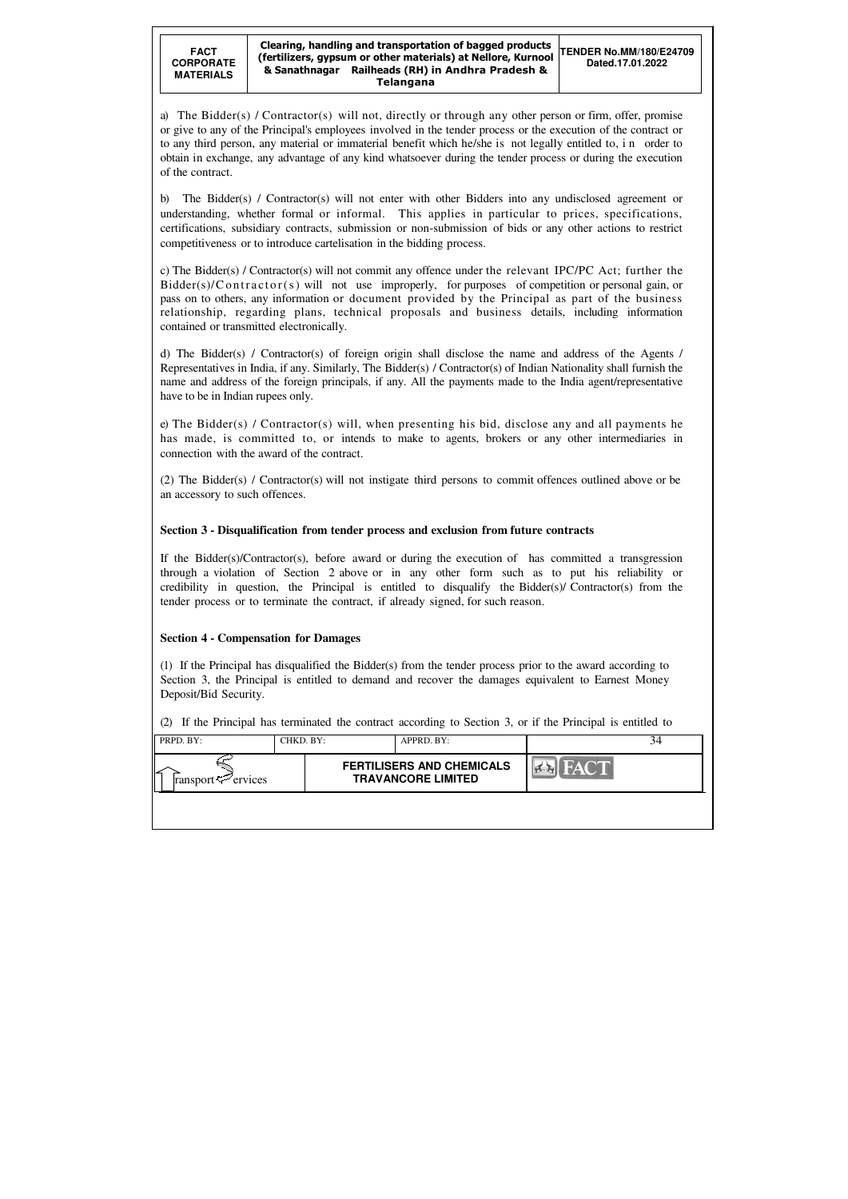a) The Bidder(s) / Contractor(s) will not, directly or through any other person or firm, offer, promise or give to any of the Principal's employees involved in the tender process or the execution of the contract or to any third person, any material or immaterial benefit which he/she is not legally entitled to, in order to obtain in exchange, any advantage of any kind whatsoever during the tender process or during the execution of the contract.

b) The Bidder(s) / Contractor(s) will not enter with other Bidders into any undisclosed agreement or understanding, whether formal or informal. This applies in particular to prices, specifications, certifications, subsidiary contracts, submission or non-submission of bids or any other actions to restrict competitiveness or to introduce cartelisation in the bidding process.

c) The Bidder(s) / Contractor(s) will not commit any offence under the relevant IPC/PC Act; further the Bidder(s)/Contractor(s) will not use improperly, for purposes of competition or personal gain, or pass on to others, any information or document provided by the Principal as part of the business relationship, regarding plans, technical proposals and business details, including information contained or transmitted electronically.

d) The Bidder(s) / Contractor(s) of foreign origin shall disclose the name and address of the Agents / Representatives in India, if any. Similarly, The Bidder(s) / Contractor(s) of Indian Nationality shall furnish the name and address of the foreign principals, if any. All the payments made to the India agent/representative have to be in Indian rupees only.

e) The Bidder(s) / Contractor(s) will, when presenting his bid, disclose any and all payments he has made, is committed to, or intends to make to agents, brokers or any other intermediaries in connection with the award of the contract.

(2) The Bidder(s) / Contractor(s) will not instigate third persons to commit offences outlined above or be an accessory to such offences.

**Section 3 - Disqualification from tender process and exclusion from future contracts**

If the Bidder(s)/Contractor(s), before award or during the execution of has committed a transgression through a violation of Section 2 above or in any other form such as to put his reliability or credibility in question, the Principal is entitled to disqualify the Bidder(s)/ Contractor(s) from the tender process or to terminate the contract, if already signed, for such reason.

**Section 4 - Compensation for Damages**

(1) If the Principal has disqualified the Bidder(s) from the tender process prior to the award according to Section 3, the Principal is entitled to demand and recover the damages equivalent to Earnest Money Deposit/Bid Security.

(2) If the Principal has terminated the contract according to Section 3, or if the Principal is entitled to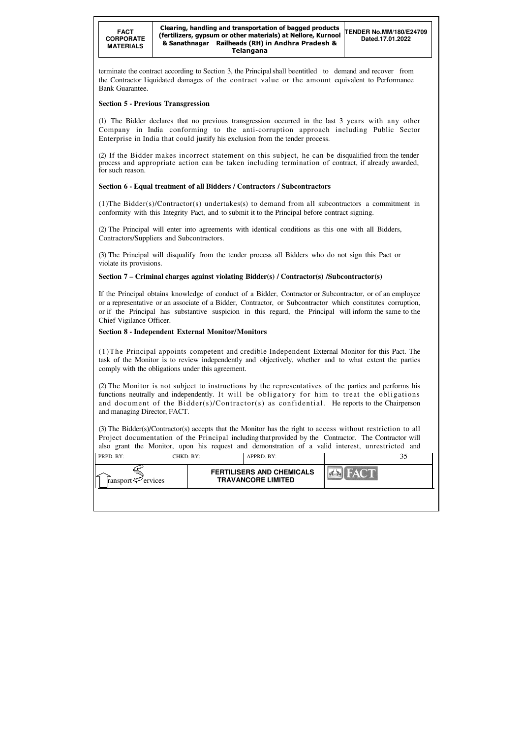terminate the contract according to Section 3, the Principal shall beentitled to demand and recover from the Contractor liquidated damages of the contract value or the amount equivalent to Performance Bank Guarantee.

**Section 5 - Previous Transgression**

(1) The Bidder declares that no previous transgression occurred in the last 3 years with any other Company in India conforming to the anti-corruption approach including Public Sector Enterprise in India that could justify his exclusion from the tender process.

(2) If the Bidder makes incorrect statement on this subject, he can be disqualified from the tender process and appropriate action can be taken including termination of contract, if already awarded, for such reason.

**Section 6 - Equal treatment of all Bidders / Contractors / Subcontractors**

(1)The Bidder(s)/Contractor(s) undertakes(s) to demand from all subcontractors a commitment in conformity with this Integrity Pact, and to submit it to the Principal before contract signing.

(2) The Principal will enter into agreements with identical conditions as this one with all Bidders, Contractors/Suppliers and Subcontractors.

(3) The Principal will disqualify from the tender process all Bidders who do not sign this Pact or violate its provisions.

**Section 7 – Criminal charges against violating Bidder(s) / Contractor(s) /Subcontractor(s)**

If the Principal obtains knowledge of conduct of a Bidder, Contractor or Subcontractor, or of an employee or a representative or an associate of a Bidder, Contractor, or Subcontractor which constitutes corruption, or if the Principal has substantive suspicion in this regard, the Principal will inform the same to the Chief Vigilance Officer.

**Section 8 - Independent External Monitor/Monitors**

(1)The Principal appoints competent and credible Independent External Monitor for this Pact. The task of the Monitor is to review independently and objectively, whether and to what extent the parties comply with the obligations under this agreement.

(2) The Monitor is not subject to instructions by the representatives of the parties and performs his functions neutrally and independently. It will be obligatory for him to treat the obligations and document of the Bidder(s)/Contractor(s) as confidential. He reports to the Chairperson and managing Director, FACT.

(3) The Bidder(s)/Contractor(s) accepts that the Monitor has the right to access without restriction to all Project documentation of the Principal including that provided by the Contractor. The Contractor will also grant the Monitor, upon his request and demonstration of a valid interest, unrestricted and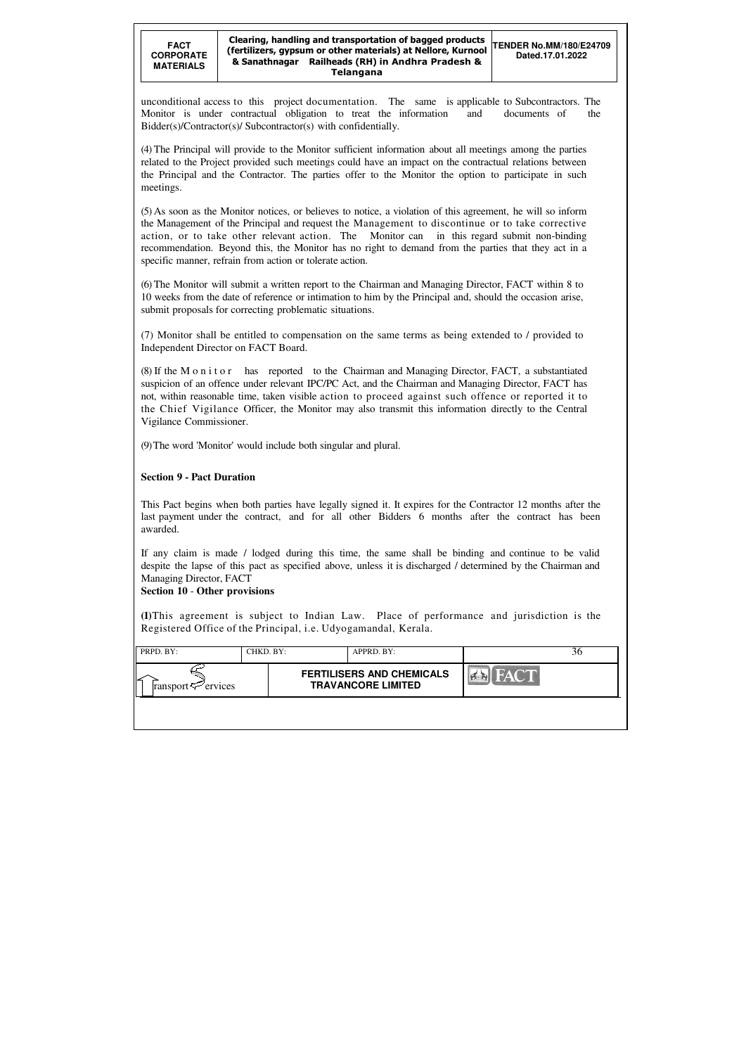unconditional access to this project documentation. The same is applicable to Subcontractors. The Monitor is under contractual obligation to treat the information and documents of the Bidder(s)/Contractor(s)/ Subcontractor(s) with confidentially.

(4) The Principal will provide to the Monitor sufficient information about all meetings among the parties related to the Project provided such meetings could have an impact on the contractual relations between the Principal and the Contractor. The parties offer to the Monitor the option to participate in such meetings.

(5) As soon as the Monitor notices, or believes to notice, a violation of this agreement, he will so inform the Management of the Principal and request the Management to discontinue or to take corrective action, or to take other relevant action. The Monitor can in this regard submit non-binding recommendation. Beyond this, the Monitor has no right to demand from the parties that they act in a specific manner, refrain from action or tolerate action.

(6) The Monitor will submit a written report to the Chairman and Managing Director, FACT within 8 to 10 weeks from the date of reference or intimation to him by the Principal and, should the occasion arise, submit proposals for correcting problematic situations.

(7) Monitor shall be entitled to compensation on the same terms as being extended to / provided to Independent Director on FACT Board.

(8) If the Monitor has reported to the Chairman and Managing Director, FACT, a substantiated suspicion of an offence under relevant IPC/PC Act, and the Chairman and Managing Director, FACT has not, within reasonable time, taken visible action to proceed against such offence or reported it to the Chief Vigilance Officer, the Monitor may also transmit this information directly to the Central Vigilance Commissioner.

(9) The word 'Monitor' would include both singular and plural.

**Section 9 - Pact Duration**

This Pact begins when both parties have legally signed it. It expires for the Contractor 12 months after the last payment under the contract, and for all other Bidders 6 months after the contract has been awarded.

If any claim is made / lodged during this time, the same shall be binding and continue to be valid despite the lapse of this pact as specified above, unless it is discharged / determined by the Chairman and Managing Director, FACT

**Section 10 - Other provisions**

**(1)** This agreement is subject to Indian Law. Place of performance and jurisdiction is the Registered Office of the Principal, i.e. Udyogamandal, Kerala.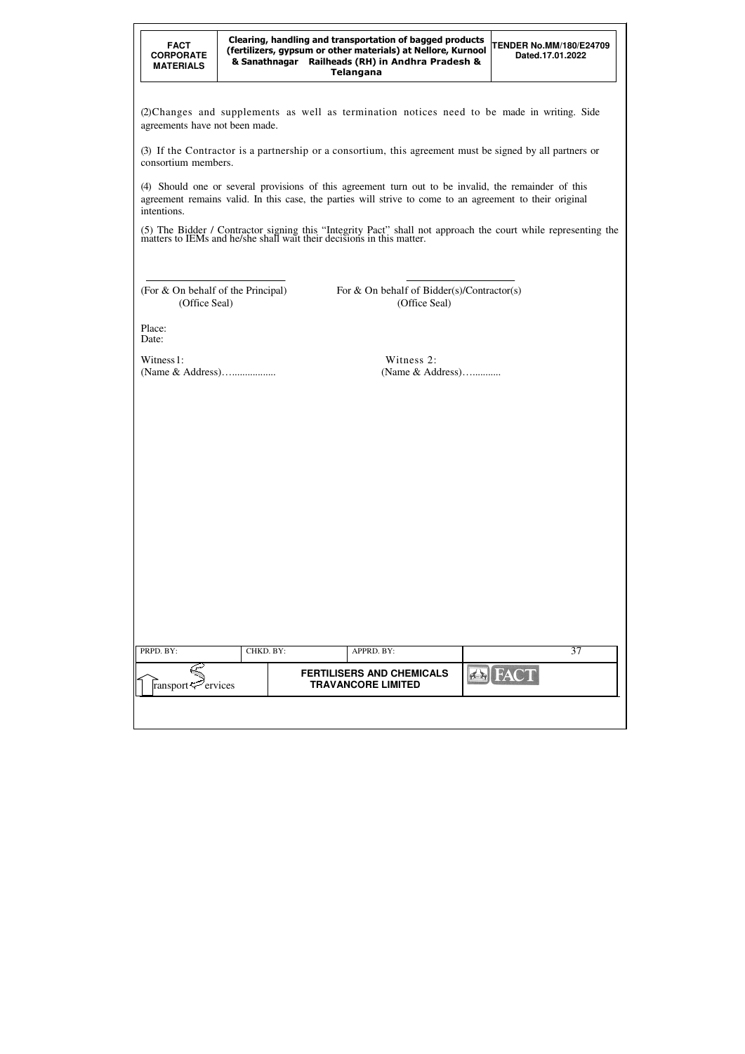(2)Changes and supplements as well as termination notices need to be made in writing. Side agreements have not been made.

(3) If the Contractor is a partnership or a consortium, this agreement must be signed by all partners or consortium members.

(4) Should one or several provisions of this agreement turn out to be invalid, the remainder of this agreement remains valid. In this case, the parties will strive to come to an agreement to their original intentions.

(5) The Bidder / Contractor signing this "Integrity Pact" shall not approach the court while representing the matters to IEMs and he/she shall wait their decisions in this matter.

| | |
|---|---|
| ______________________ | ______________________ |
| (For & On behalf of the Principal) (Office Seal) | For & On behalf of Bidder(s)/Contractor(s) (Office Seal) |

Place:
Date:

| | |
|---|---|
| Witness1: | Witness 2: |
| (Name & Address)…................ | (Name & Address)…........... |